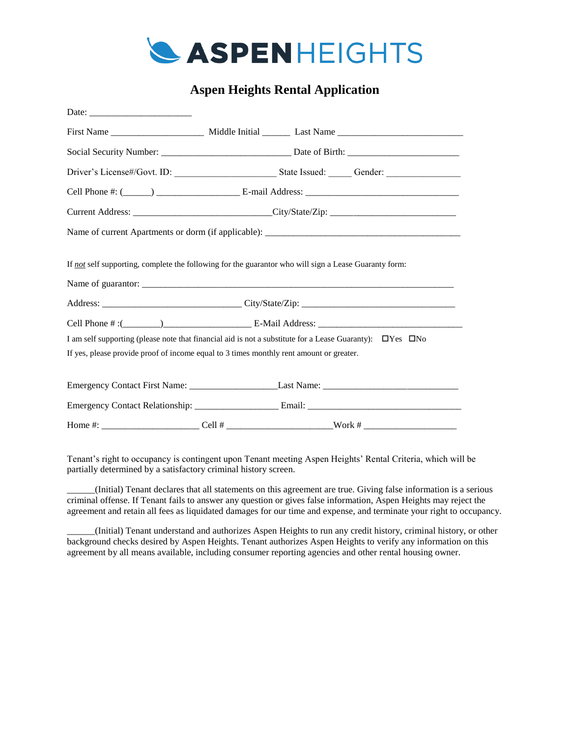ASPENHEIGHTS

# Aspen Heights Rental Application

Date: ______________________

First Name ____________________ Middle Initial ______ Last Name __________________________

Social Security Number: ____________________________ Date of Birth: ________________________

Driver's License#/Govt. ID: ______________________ State Issued: _____ Gender: ________________

Cell Phone #: (______) __________________ E-mail Address: ________________________________

Current Address: ______________________________City/State/Zip: ___________________________

Name of current Apartments or dorm (if applicable): __________________________________________

If *not* self supporting, complete the following for the guarantor who will sign a Lease Guaranty form:

Name of guarantor: _________________________________________________________________

Address: ______________________________ City/State/Zip: _________________________________

Cell Phone # :(________)__________________ E-Mail Address: _______________________________

I am self supporting (please note that financial aid is not a substitute for a Lease Guaranty): ☐Yes ☐No

If yes, please provide proof of income equal to 3 times monthly rent amount or greater.

Emergency Contact First Name: ___________________Last Name: _____________________________

Emergency Contact Relationship: __________________ Email: __________________________________

Home #: _____________________ Cell # _______________________Work # ____________________

Tenant's right to occupancy is contingent upon Tenant meeting Aspen Heights' Rental Criteria, which will be partially determined by a satisfactory criminal history screen.

______(Initial) Tenant declares that all statements on this agreement are true. Giving false information is a serious criminal offense. If Tenant fails to answer any question or gives false information, Aspen Heights may reject the agreement and retain all fees as liquidated damages for our time and expense, and terminate your right to occupancy.

______(Initial) Tenant understand and authorizes Aspen Heights to run any credit history, criminal history, or other background checks desired by Aspen Heights. Tenant authorizes Aspen Heights to verify any information on this agreement by all means available, including consumer reporting agencies and other rental housing owner.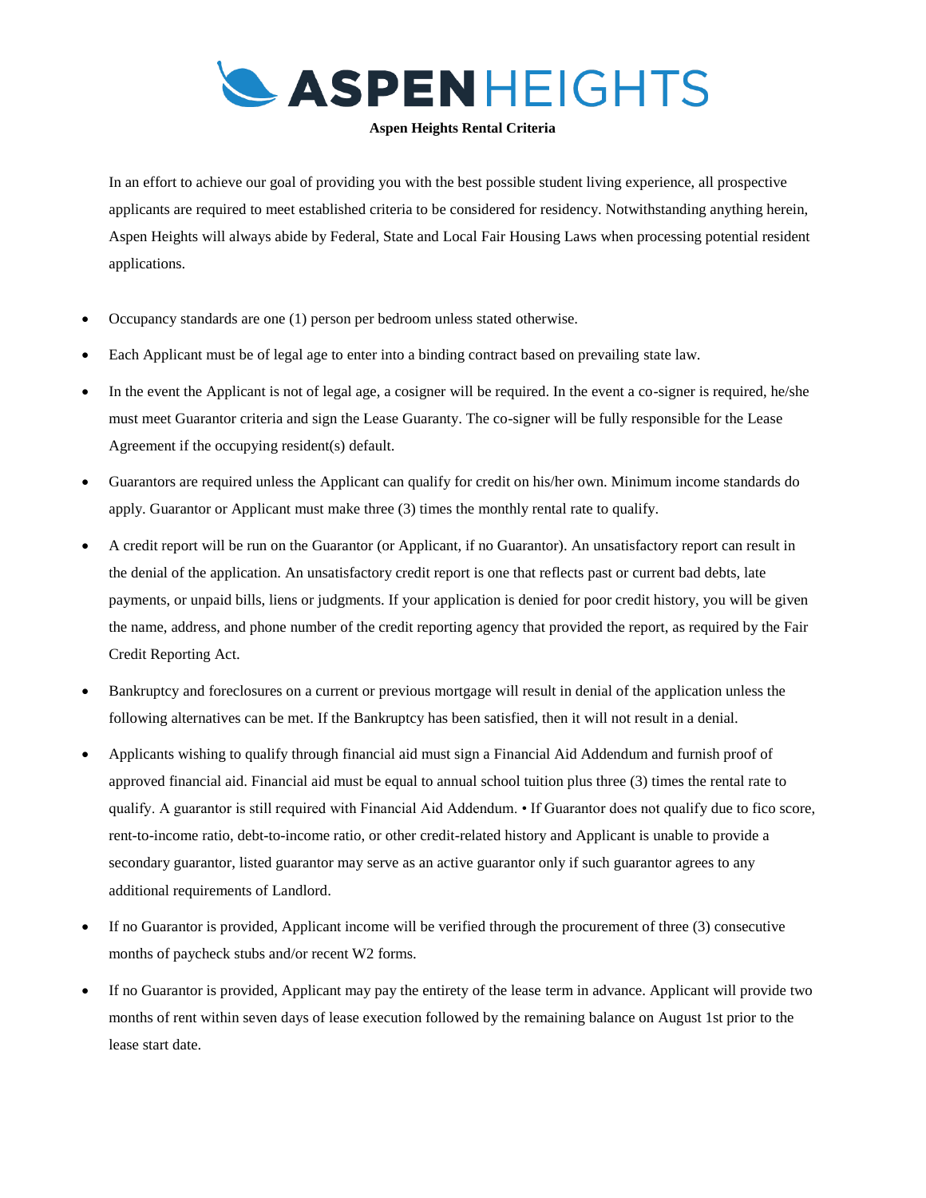# ASPEN HEIGHTS

**Aspen Heights Rental Criteria**

In an effort to achieve our goal of providing you with the best possible student living experience, all prospective applicants are required to meet established criteria to be considered for residency. Notwithstanding anything herein, Aspen Heights will always abide by Federal, State and Local Fair Housing Laws when processing potential resident applications.

- Occupancy standards are one (1) person per bedroom unless stated otherwise.
- Each Applicant must be of legal age to enter into a binding contract based on prevailing state law.
- In the event the Applicant is not of legal age, a cosigner will be required. In the event a co-signer is required, he/she must meet Guarantor criteria and sign the Lease Guaranty. The co-signer will be fully responsible for the Lease Agreement if the occupying resident(s) default.
- Guarantors are required unless the Applicant can qualify for credit on his/her own. Minimum income standards do apply. Guarantor or Applicant must make three (3) times the monthly rental rate to qualify.
- A credit report will be run on the Guarantor (or Applicant, if no Guarantor). An unsatisfactory report can result in the denial of the application. An unsatisfactory credit report is one that reflects past or current bad debts, late payments, or unpaid bills, liens or judgments. If your application is denied for poor credit history, you will be given the name, address, and phone number of the credit reporting agency that provided the report, as required by the Fair Credit Reporting Act.
- Bankruptcy and foreclosures on a current or previous mortgage will result in denial of the application unless the following alternatives can be met. If the Bankruptcy has been satisfied, then it will not result in a denial.
- Applicants wishing to qualify through financial aid must sign a Financial Aid Addendum and furnish proof of approved financial aid. Financial aid must be equal to annual school tuition plus three (3) times the rental rate to qualify. A guarantor is still required with Financial Aid Addendum. • If Guarantor does not qualify due to fico score, rent-to-income ratio, debt-to-income ratio, or other credit-related history and Applicant is unable to provide a secondary guarantor, listed guarantor may serve as an active guarantor only if such guarantor agrees to any additional requirements of Landlord.
- If no Guarantor is provided, Applicant income will be verified through the procurement of three (3) consecutive months of paycheck stubs and/or recent W2 forms.
- If no Guarantor is provided, Applicant may pay the entirety of the lease term in advance. Applicant will provide two months of rent within seven days of lease execution followed by the remaining balance on August 1st prior to the lease start date.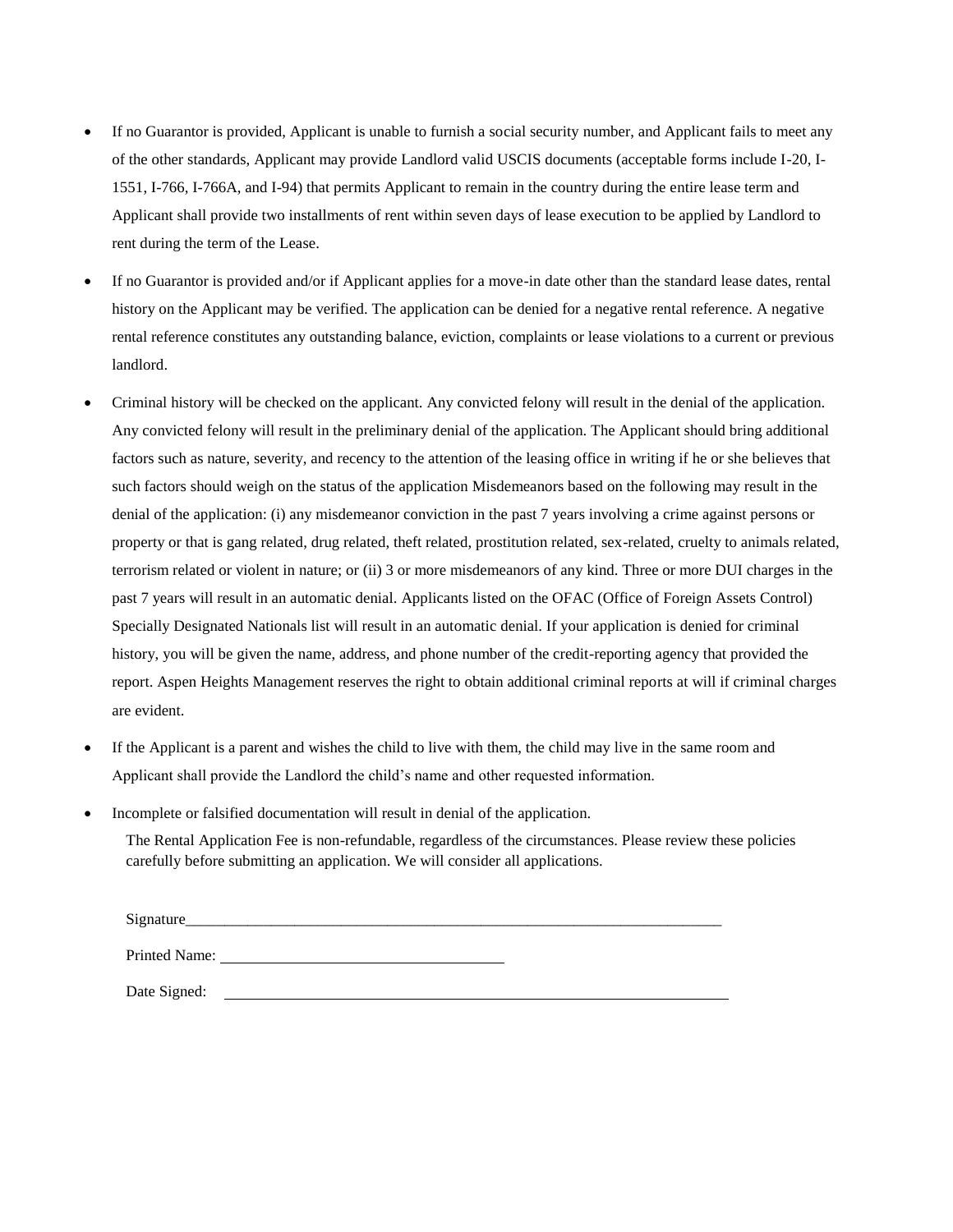- If no Guarantor is provided, Applicant is unable to furnish a social security number, and Applicant fails to meet any of the other standards, Applicant may provide Landlord valid USCIS documents (acceptable forms include I-20, I-1551, I-766, I-766A, and I-94) that permits Applicant to remain in the country during the entire lease term and Applicant shall provide two installments of rent within seven days of lease execution to be applied by Landlord to rent during the term of the Lease.
- If no Guarantor is provided and/or if Applicant applies for a move-in date other than the standard lease dates, rental history on the Applicant may be verified. The application can be denied for a negative rental reference. A negative rental reference constitutes any outstanding balance, eviction, complaints or lease violations to a current or previous landlord.
- Criminal history will be checked on the applicant. Any convicted felony will result in the denial of the application. Any convicted felony will result in the preliminary denial of the application. The Applicant should bring additional factors such as nature, severity, and recency to the attention of the leasing office in writing if he or she believes that such factors should weigh on the status of the application Misdemeanors based on the following may result in the denial of the application: (i) any misdemeanor conviction in the past 7 years involving a crime against persons or property or that is gang related, drug related, theft related, prostitution related, sex-related, cruelty to animals related, terrorism related or violent in nature; or (ii) 3 or more misdemeanors of any kind. Three or more DUI charges in the past 7 years will result in an automatic denial. Applicants listed on the OFAC (Office of Foreign Assets Control) Specially Designated Nationals list will result in an automatic denial. If your application is denied for criminal history, you will be given the name, address, and phone number of the credit-reporting agency that provided the report. Aspen Heights Management reserves the right to obtain additional criminal reports at will if criminal charges are evident.
- If the Applicant is a parent and wishes the child to live with them, the child may live in the same room and Applicant shall provide the Landlord the child's name and other requested information.
- Incomplete or falsified documentation will result in denial of the application.

The Rental Application Fee is non-refundable, regardless of the circumstances. Please review these policies carefully before submitting an application. We will consider all applications.

Signature___________________________________________________________________________

Printed Name: ______________________________________

Date Signed: ____________________________________________________________________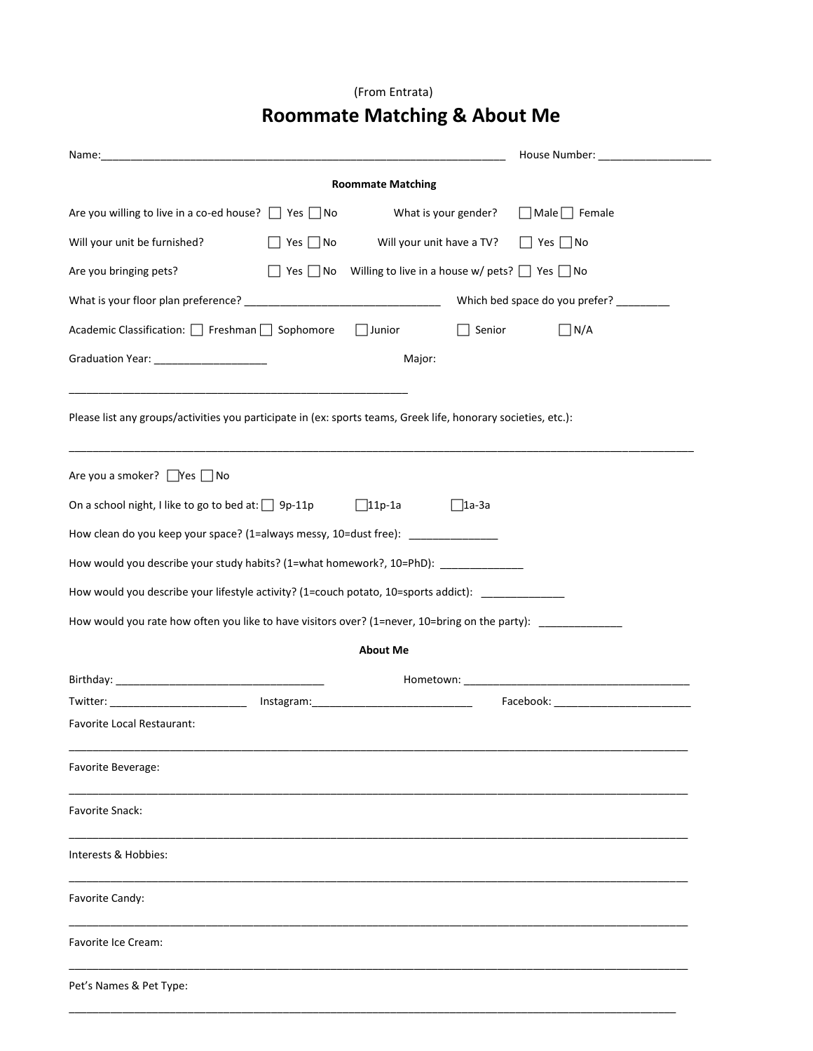(From Entrata)

# Roommate Matching & About Me

Name:_____________________________________________________________________ House Number: ___________________

**Roommate Matching**

Are you willing to live in a co-ed house? ☐ Yes ☐ No What is your gender? ☐ Male ☐ Female

Will your unit be furnished? ☐ Yes ☐ No Will your unit have a TV? ☐ Yes ☐ No

Are you bringing pets? ☐ Yes ☐ No Willing to live in a house w/ pets? ☐ Yes ☐ No

What is your floor plan preference? ________________________________ Which bed space do you prefer? _________

Academic Classification: ☐ Freshman ☐ Sophomore ☐ Junior ☐ Senior ☐ N/A

Graduation Year: __________________ Major:

________________________________________________________

Please list any groups/activities you participate in (ex: sports teams, Greek life, honorary societies, etc.):

____________________________________________________________________________________________________

Are you a smoker? ☐ Yes ☐ No

On a school night, I like to go to bed at: ☐ 9p-11p ☐ 11p-1a ☐ 1a-3a

How clean do you keep your space? (1=always messy, 10=dust free): _______________

How would you describe your study habits? (1=what homework?, 10=PhD): ______________

How would you describe your lifestyle activity? (1=couch potato, 10=sports addict): ______________

How would you rate how often you like to have visitors over? (1=never, 10=bring on the party): ______________

**About Me**

Birthday: ___________________________________ Hometown: ______________________________________

Twitter: _______________________ Instagram:___________________________ Facebook: _______________________

Favorite Local Restaurant:

____________________________________________________________________________________________________

Favorite Beverage:

____________________________________________________________________________________________________

Favorite Snack:

____________________________________________________________________________________________________

Interests & Hobbies:

____________________________________________________________________________________________________

Favorite Candy:

____________________________________________________________________________________________________

Favorite Ice Cream:

____________________________________________________________________________________________________

Pet's Names & Pet Type:

____________________________________________________________________________________________________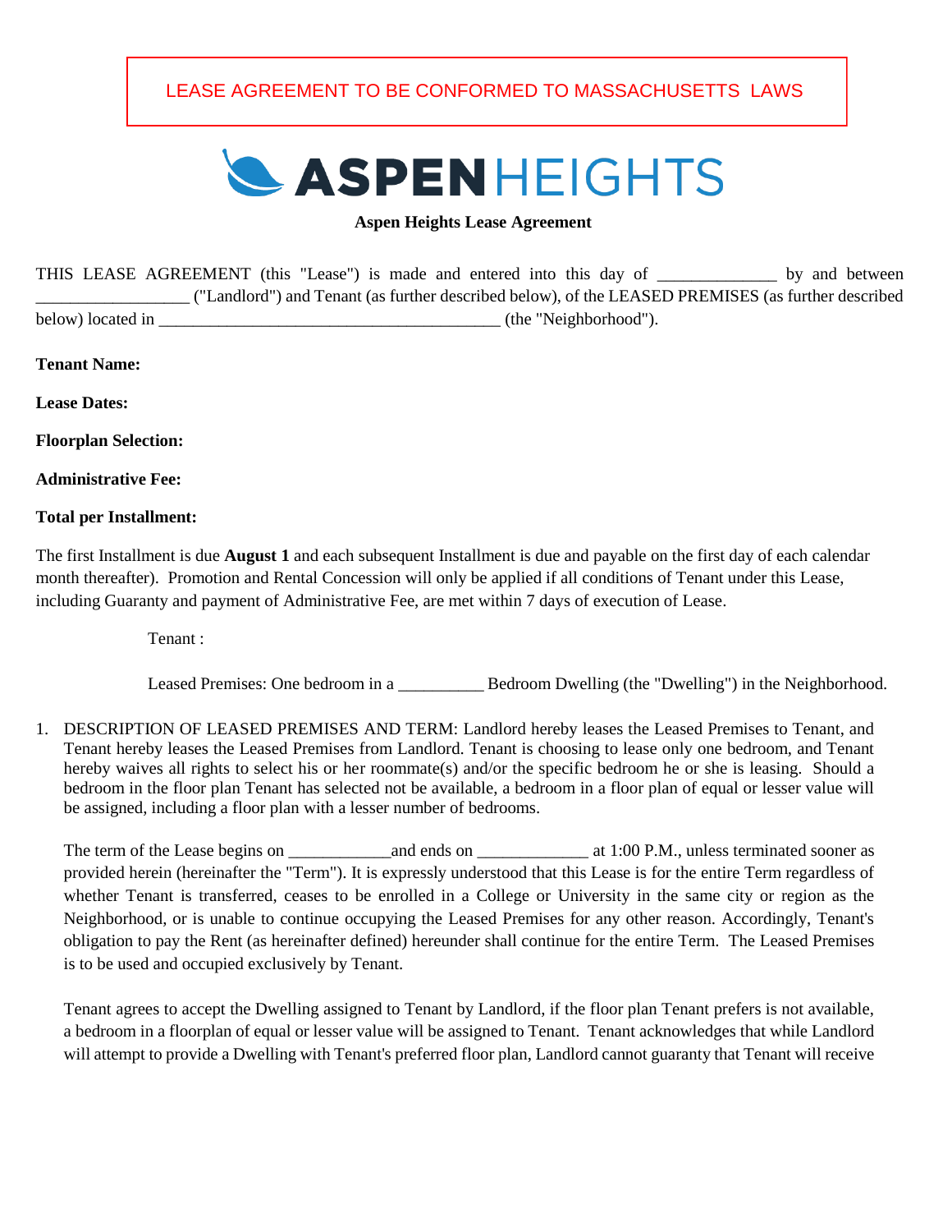LEASE AGREEMENT TO BE CONFORMED TO MASSACHUSETTS LAWS

ASPEN HEIGHTS

**Aspen Heights Lease Agreement**

THIS LEASE AGREEMENT (this "Lease") is made and entered into this day of _____________ by and between _________________ ("Landlord") and Tenant (as further described below), of the LEASED PREMISES (as further described below) located in _______________________________________ (the "Neighborhood").

**Tenant Name:**

**Lease Dates:**

**Floorplan Selection:**

**Administrative Fee:**

**Total per Installment:**

The first Installment is due **August 1** and each subsequent Installment is due and payable on the first day of each calendar month thereafter). Promotion and Rental Concession will only be applied if all conditions of Tenant under this Lease, including Guaranty and payment of Administrative Fee, are met within 7 days of execution of Lease.

Tenant :

Leased Premises: One bedroom in a __________ Bedroom Dwelling (the "Dwelling") in the Neighborhood.

1. DESCRIPTION OF LEASED PREMISES AND TERM: Landlord hereby leases the Leased Premises to Tenant, and Tenant hereby leases the Leased Premises from Landlord. Tenant is choosing to lease only one bedroom, and Tenant hereby waives all rights to select his or her roommate(s) and/or the specific bedroom he or she is leasing. Should a bedroom in the floor plan Tenant has selected not be available, a bedroom in a floor plan of equal or lesser value will be assigned, including a floor plan with a lesser number of bedrooms.

   The term of the Lease begins on ____________and ends on _____________ at 1:00 P.M., unless terminated sooner as provided herein (hereinafter the "Term"). It is expressly understood that this Lease is for the entire Term regardless of whether Tenant is transferred, ceases to be enrolled in a College or University in the same city or region as the Neighborhood, or is unable to continue occupying the Leased Premises for any other reason. Accordingly, Tenant's obligation to pay the Rent (as hereinafter defined) hereunder shall continue for the entire Term. The Leased Premises is to be used and occupied exclusively by Tenant.

   Tenant agrees to accept the Dwelling assigned to Tenant by Landlord, if the floor plan Tenant prefers is not available, a bedroom in a floorplan of equal or lesser value will be assigned to Tenant. Tenant acknowledges that while Landlord will attempt to provide a Dwelling with Tenant's preferred floor plan, Landlord cannot guaranty that Tenant will receive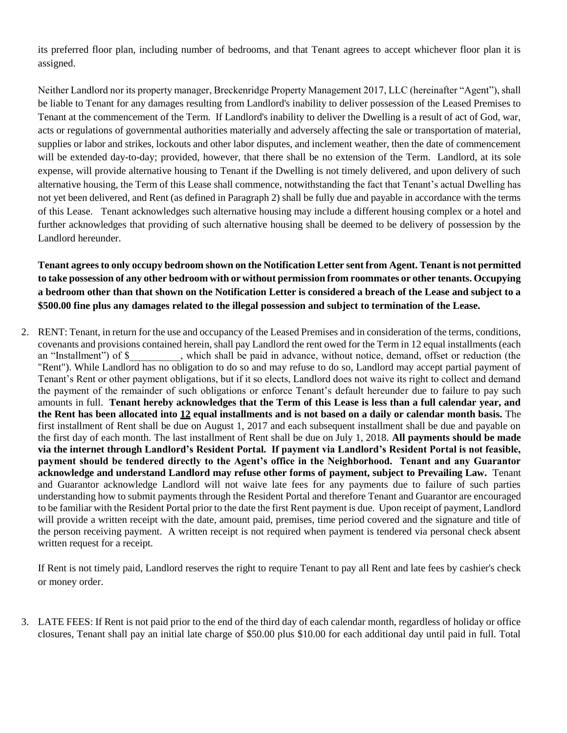its preferred floor plan, including number of bedrooms, and that Tenant agrees to accept whichever floor plan it is assigned.

Neither Landlord nor its property manager, Breckenridge Property Management 2017, LLC (hereinafter "Agent"), shall be liable to Tenant for any damages resulting from Landlord's inability to deliver possession of the Leased Premises to Tenant at the commencement of the Term. If Landlord's inability to deliver the Dwelling is a result of act of God, war, acts or regulations of governmental authorities materially and adversely affecting the sale or transportation of material, supplies or labor and strikes, lockouts and other labor disputes, and inclement weather, then the date of commencement will be extended day-to-day; provided, however, that there shall be no extension of the Term. Landlord, at its sole expense, will provide alternative housing to Tenant if the Dwelling is not timely delivered, and upon delivery of such alternative housing, the Term of this Lease shall commence, notwithstanding the fact that Tenant's actual Dwelling has not yet been delivered, and Rent (as defined in Paragraph 2) shall be fully due and payable in accordance with the terms of this Lease. Tenant acknowledges such alternative housing may include a different housing complex or a hotel and further acknowledges that providing of such alternative housing shall be deemed to be delivery of possession by the Landlord hereunder.

**Tenant agrees to only occupy bedroom shown on the Notification Letter sent from Agent. Tenant is not permitted to take possession of any other bedroom with or without permission from roommates or other tenants. Occupying a bedroom other than that shown on the Notification Letter is considered a breach of the Lease and subject to a $500.00 fine plus any damages related to the illegal possession and subject to termination of the Lease.**

2. RENT: Tenant, in return for the use and occupancy of the Leased Premises and in consideration of the terms, conditions, covenants and provisions contained herein, shall pay Landlord the rent owed for the Term in 12 equal installments (each an "Installment") of $__________, which shall be paid in advance, without notice, demand, offset or reduction (the "Rent"). While Landlord has no obligation to do so and may refuse to do so, Landlord may accept partial payment of Tenant's Rent or other payment obligations, but if it so elects, Landlord does not waive its right to collect and demand the payment of the remainder of such obligations or enforce Tenant's default hereunder due to failure to pay such amounts in full. **Tenant hereby acknowledges that the Term of this Lease is less than a full calendar year, and the Rent has been allocated into <u>12</u> equal installments and is not based on a daily or calendar month basis.** The first installment of Rent shall be due on August 1, 2017 and each subsequent installment shall be due and payable on the first day of each month. The last installment of Rent shall be due on July 1, 2018. **All payments should be made via the internet through Landlord's Resident Portal. If payment via Landlord's Resident Portal is not feasible, payment should be tendered directly to the Agent's office in the Neighborhood. Tenant and any Guarantor acknowledge and understand Landlord may refuse other forms of payment, subject to Prevailing Law.** Tenant and Guarantor acknowledge Landlord will not waive late fees for any payments due to failure of such parties understanding how to submit payments through the Resident Portal and therefore Tenant and Guarantor are encouraged to be familiar with the Resident Portal prior to the date the first Rent payment is due. Upon receipt of payment, Landlord will provide a written receipt with the date, amount paid, premises, time period covered and the signature and title of the person receiving payment. A written receipt is not required when payment is tendered via personal check absent written request for a receipt.

   If Rent is not timely paid, Landlord reserves the right to require Tenant to pay all Rent and late fees by cashier's check or money order.

3. LATE FEES: If Rent is not paid prior to the end of the third day of each calendar month, regardless of holiday or office closures, Tenant shall pay an initial late charge of $50.00 plus $10.00 for each additional day until paid in full. Total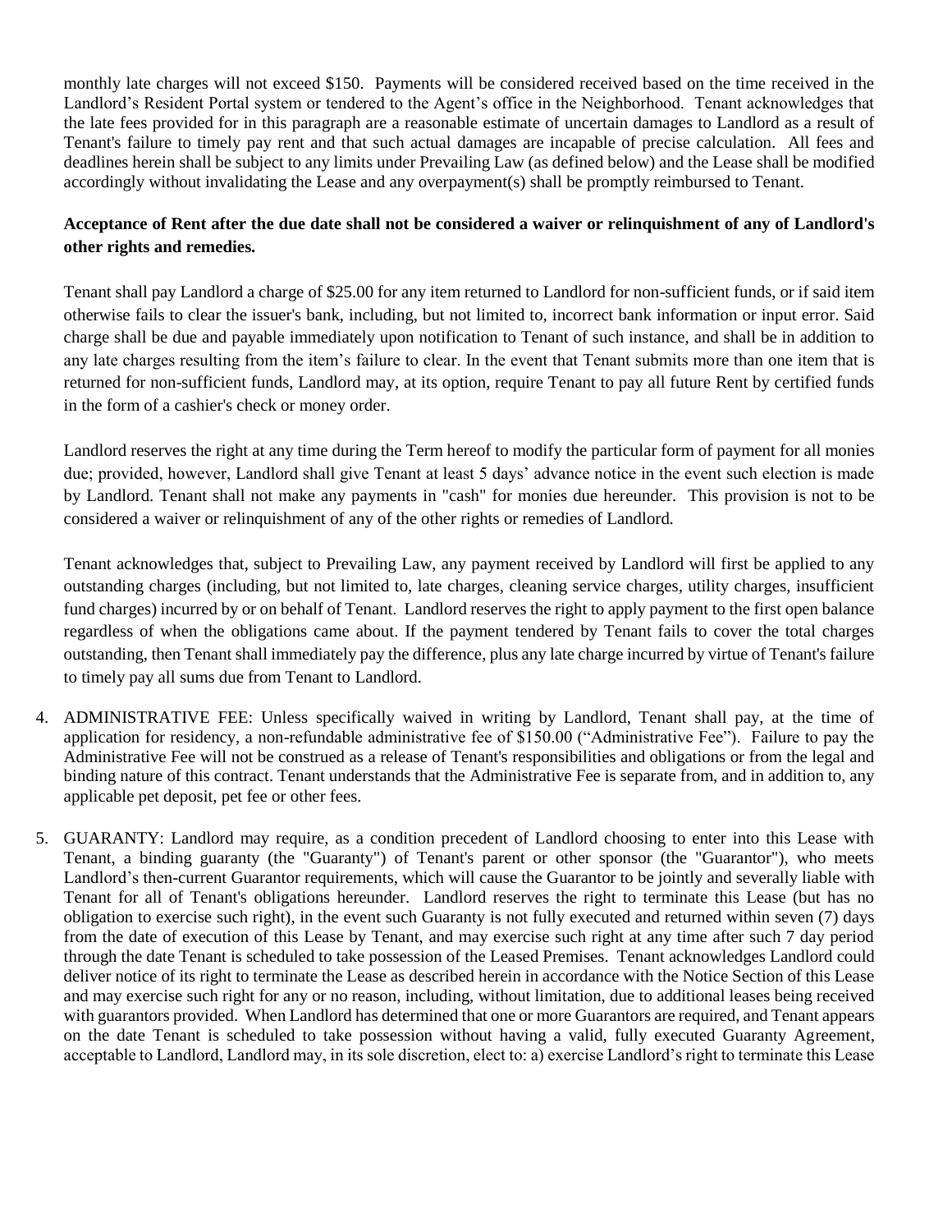monthly late charges will not exceed $150. Payments will be considered received based on the time received in the Landlord's Resident Portal system or tendered to the Agent's office in the Neighborhood. Tenant acknowledges that the late fees provided for in this paragraph are a reasonable estimate of uncertain damages to Landlord as a result of Tenant's failure to timely pay rent and that such actual damages are incapable of precise calculation. All fees and deadlines herein shall be subject to any limits under Prevailing Law (as defined below) and the Lease shall be modified accordingly without invalidating the Lease and any overpayment(s) shall be promptly reimbursed to Tenant.

**Acceptance of Rent after the due date shall not be considered a waiver or relinquishment of any of Landlord's other rights and remedies.**

Tenant shall pay Landlord a charge of $25.00 for any item returned to Landlord for non-sufficient funds, or if said item otherwise fails to clear the issuer's bank, including, but not limited to, incorrect bank information or input error. Said charge shall be due and payable immediately upon notification to Tenant of such instance, and shall be in addition to any late charges resulting from the item's failure to clear. In the event that Tenant submits more than one item that is returned for non-sufficient funds, Landlord may, at its option, require Tenant to pay all future Rent by certified funds in the form of a cashier's check or money order.

Landlord reserves the right at any time during the Term hereof to modify the particular form of payment for all monies due; provided, however, Landlord shall give Tenant at least 5 days' advance notice in the event such election is made by Landlord. Tenant shall not make any payments in "cash" for monies due hereunder. This provision is not to be considered a waiver or relinquishment of any of the other rights or remedies of Landlord.

Tenant acknowledges that, subject to Prevailing Law, any payment received by Landlord will first be applied to any outstanding charges (including, but not limited to, late charges, cleaning service charges, utility charges, insufficient fund charges) incurred by or on behalf of Tenant. Landlord reserves the right to apply payment to the first open balance regardless of when the obligations came about. If the payment tendered by Tenant fails to cover the total charges outstanding, then Tenant shall immediately pay the difference, plus any late charge incurred by virtue of Tenant's failure to timely pay all sums due from Tenant to Landlord.

4. ADMINISTRATIVE FEE: Unless specifically waived in writing by Landlord, Tenant shall pay, at the time of application for residency, a non-refundable administrative fee of $150.00 ("Administrative Fee"). Failure to pay the Administrative Fee will not be construed as a release of Tenant's responsibilities and obligations or from the legal and binding nature of this contract. Tenant understands that the Administrative Fee is separate from, and in addition to, any applicable pet deposit, pet fee or other fees.

5. GUARANTY: Landlord may require, as a condition precedent of Landlord choosing to enter into this Lease with Tenant, a binding guaranty (the "Guaranty") of Tenant's parent or other sponsor (the "Guarantor"), who meets Landlord's then-current Guarantor requirements, which will cause the Guarantor to be jointly and severally liable with Tenant for all of Tenant's obligations hereunder. Landlord reserves the right to terminate this Lease (but has no obligation to exercise such right), in the event such Guaranty is not fully executed and returned within seven (7) days from the date of execution of this Lease by Tenant, and may exercise such right at any time after such 7 day period through the date Tenant is scheduled to take possession of the Leased Premises. Tenant acknowledges Landlord could deliver notice of its right to terminate the Lease as described herein in accordance with the Notice Section of this Lease and may exercise such right for any or no reason, including, without limitation, due to additional leases being received with guarantors provided. When Landlord has determined that one or more Guarantors are required, and Tenant appears on the date Tenant is scheduled to take possession without having a valid, fully executed Guaranty Agreement, acceptable to Landlord, Landlord may, in its sole discretion, elect to: a) exercise Landlord's right to terminate this Lease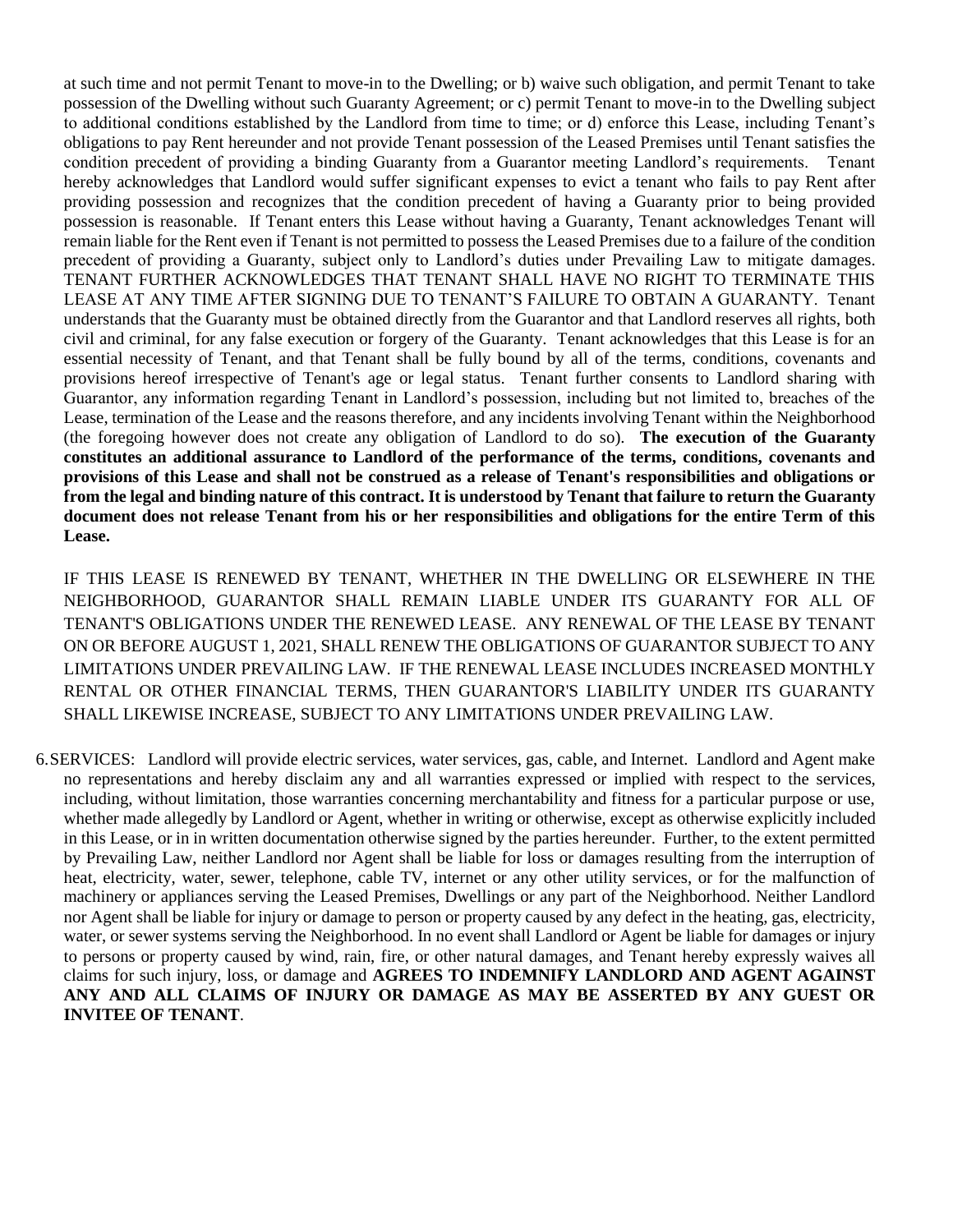at such time and not permit Tenant to move-in to the Dwelling; or b) waive such obligation, and permit Tenant to take possession of the Dwelling without such Guaranty Agreement; or c) permit Tenant to move-in to the Dwelling subject to additional conditions established by the Landlord from time to time; or d) enforce this Lease, including Tenant's obligations to pay Rent hereunder and not provide Tenant possession of the Leased Premises until Tenant satisfies the condition precedent of providing a binding Guaranty from a Guarantor meeting Landlord's requirements. Tenant hereby acknowledges that Landlord would suffer significant expenses to evict a tenant who fails to pay Rent after providing possession and recognizes that the condition precedent of having a Guaranty prior to being provided possession is reasonable. If Tenant enters this Lease without having a Guaranty, Tenant acknowledges Tenant will remain liable for the Rent even if Tenant is not permitted to possess the Leased Premises due to a failure of the condition precedent of providing a Guaranty, subject only to Landlord's duties under Prevailing Law to mitigate damages. TENANT FURTHER ACKNOWLEDGES THAT TENANT SHALL HAVE NO RIGHT TO TERMINATE THIS LEASE AT ANY TIME AFTER SIGNING DUE TO TENANT'S FAILURE TO OBTAIN A GUARANTY. Tenant understands that the Guaranty must be obtained directly from the Guarantor and that Landlord reserves all rights, both civil and criminal, for any false execution or forgery of the Guaranty. Tenant acknowledges that this Lease is for an essential necessity of Tenant, and that Tenant shall be fully bound by all of the terms, conditions, covenants and provisions hereof irrespective of Tenant's age or legal status. Tenant further consents to Landlord sharing with Guarantor, any information regarding Tenant in Landlord's possession, including but not limited to, breaches of the Lease, termination of the Lease and the reasons therefore, and any incidents involving Tenant within the Neighborhood (the foregoing however does not create any obligation of Landlord to do so). **The execution of the Guaranty constitutes an additional assurance to Landlord of the performance of the terms, conditions, covenants and provisions of this Lease and shall not be construed as a release of Tenant's responsibilities and obligations or from the legal and binding nature of this contract. It is understood by Tenant that failure to return the Guaranty document does not release Tenant from his or her responsibilities and obligations for the entire Term of this Lease.**

IF THIS LEASE IS RENEWED BY TENANT, WHETHER IN THE DWELLING OR ELSEWHERE IN THE NEIGHBORHOOD, GUARANTOR SHALL REMAIN LIABLE UNDER ITS GUARANTY FOR ALL OF TENANT'S OBLIGATIONS UNDER THE RENEWED LEASE. ANY RENEWAL OF THE LEASE BY TENANT ON OR BEFORE AUGUST 1, 2021, SHALL RENEW THE OBLIGATIONS OF GUARANTOR SUBJECT TO ANY LIMITATIONS UNDER PREVAILING LAW. IF THE RENEWAL LEASE INCLUDES INCREASED MONTHLY RENTAL OR OTHER FINANCIAL TERMS, THEN GUARANTOR'S LIABILITY UNDER ITS GUARANTY SHALL LIKEWISE INCREASE, SUBJECT TO ANY LIMITATIONS UNDER PREVAILING LAW.

6. SERVICES: Landlord will provide electric services, water services, gas, cable, and Internet. Landlord and Agent make no representations and hereby disclaim any and all warranties expressed or implied with respect to the services, including, without limitation, those warranties concerning merchantability and fitness for a particular purpose or use, whether made allegedly by Landlord or Agent, whether in writing or otherwise, except as otherwise explicitly included in this Lease, or in in written documentation otherwise signed by the parties hereunder. Further, to the extent permitted by Prevailing Law, neither Landlord nor Agent shall be liable for loss or damages resulting from the interruption of heat, electricity, water, sewer, telephone, cable TV, internet or any other utility services, or for the malfunction of machinery or appliances serving the Leased Premises, Dwellings or any part of the Neighborhood. Neither Landlord nor Agent shall be liable for injury or damage to person or property caused by any defect in the heating, gas, electricity, water, or sewer systems serving the Neighborhood. In no event shall Landlord or Agent be liable for damages or injury to persons or property caused by wind, rain, fire, or other natural damages, and Tenant hereby expressly waives all claims for such injury, loss, or damage and **AGREES TO INDEMNIFY LANDLORD AND AGENT AGAINST ANY AND ALL CLAIMS OF INJURY OR DAMAGE AS MAY BE ASSERTED BY ANY GUEST OR INVITEE OF TENANT**.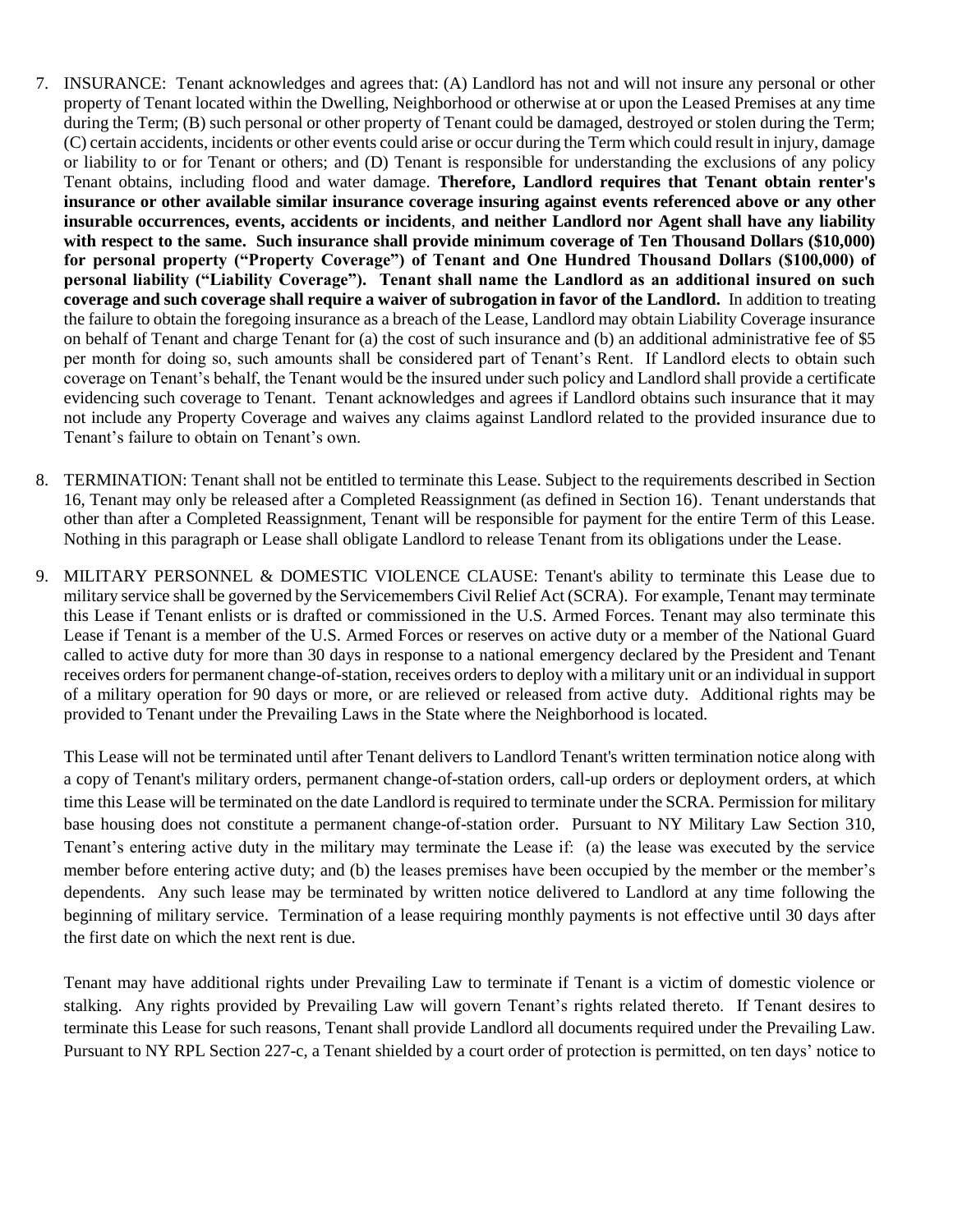7. INSURANCE: Tenant acknowledges and agrees that: (A) Landlord has not and will not insure any personal or other property of Tenant located within the Dwelling, Neighborhood or otherwise at or upon the Leased Premises at any time during the Term; (B) such personal or other property of Tenant could be damaged, destroyed or stolen during the Term; (C) certain accidents, incidents or other events could arise or occur during the Term which could result in injury, damage or liability to or for Tenant or others; and (D) Tenant is responsible for understanding the exclusions of any policy Tenant obtains, including flood and water damage. **Therefore, Landlord requires that Tenant obtain renter's insurance or other available similar insurance coverage insuring against events referenced above or any other insurable occurrences, events, accidents or incidents**, **and neither Landlord nor Agent shall have any liability with respect to the same. Such insurance shall provide minimum coverage of Ten Thousand Dollars ($10,000) for personal property ("Property Coverage") of Tenant and One Hundred Thousand Dollars ($100,000) of personal liability ("Liability Coverage"). Tenant shall name the Landlord as an additional insured on such coverage and such coverage shall require a waiver of subrogation in favor of the Landlord.** In addition to treating the failure to obtain the foregoing insurance as a breach of the Lease, Landlord may obtain Liability Coverage insurance on behalf of Tenant and charge Tenant for (a) the cost of such insurance and (b) an additional administrative fee of $5 per month for doing so, such amounts shall be considered part of Tenant's Rent. If Landlord elects to obtain such coverage on Tenant's behalf, the Tenant would be the insured under such policy and Landlord shall provide a certificate evidencing such coverage to Tenant. Tenant acknowledges and agrees if Landlord obtains such insurance that it may not include any Property Coverage and waives any claims against Landlord related to the provided insurance due to Tenant's failure to obtain on Tenant's own.

8. TERMINATION: Tenant shall not be entitled to terminate this Lease. Subject to the requirements described in Section 16, Tenant may only be released after a Completed Reassignment (as defined in Section 16). Tenant understands that other than after a Completed Reassignment, Tenant will be responsible for payment for the entire Term of this Lease. Nothing in this paragraph or Lease shall obligate Landlord to release Tenant from its obligations under the Lease.

9. MILITARY PERSONNEL & DOMESTIC VIOLENCE CLAUSE: Tenant's ability to terminate this Lease due to military service shall be governed by the Servicemembers Civil Relief Act (SCRA). For example, Tenant may terminate this Lease if Tenant enlists or is drafted or commissioned in the U.S. Armed Forces. Tenant may also terminate this Lease if Tenant is a member of the U.S. Armed Forces or reserves on active duty or a member of the National Guard called to active duty for more than 30 days in response to a national emergency declared by the President and Tenant receives orders for permanent change-of-station, receives orders to deploy with a military unit or an individual in support of a military operation for 90 days or more, or are relieved or released from active duty. Additional rights may be provided to Tenant under the Prevailing Laws in the State where the Neighborhood is located.

   This Lease will not be terminated until after Tenant delivers to Landlord Tenant's written termination notice along with a copy of Tenant's military orders, permanent change-of-station orders, call-up orders or deployment orders, at which time this Lease will be terminated on the date Landlord is required to terminate under the SCRA. Permission for military base housing does not constitute a permanent change-of-station order. Pursuant to NY Military Law Section 310, Tenant's entering active duty in the military may terminate the Lease if: (a) the lease was executed by the service member before entering active duty; and (b) the leases premises have been occupied by the member or the member's dependents. Any such lease may be terminated by written notice delivered to Landlord at any time following the beginning of military service. Termination of a lease requiring monthly payments is not effective until 30 days after the first date on which the next rent is due.

   Tenant may have additional rights under Prevailing Law to terminate if Tenant is a victim of domestic violence or stalking. Any rights provided by Prevailing Law will govern Tenant's rights related thereto. If Tenant desires to terminate this Lease for such reasons, Tenant shall provide Landlord all documents required under the Prevailing Law. Pursuant to NY RPL Section 227-c, a Tenant shielded by a court order of protection is permitted, on ten days' notice to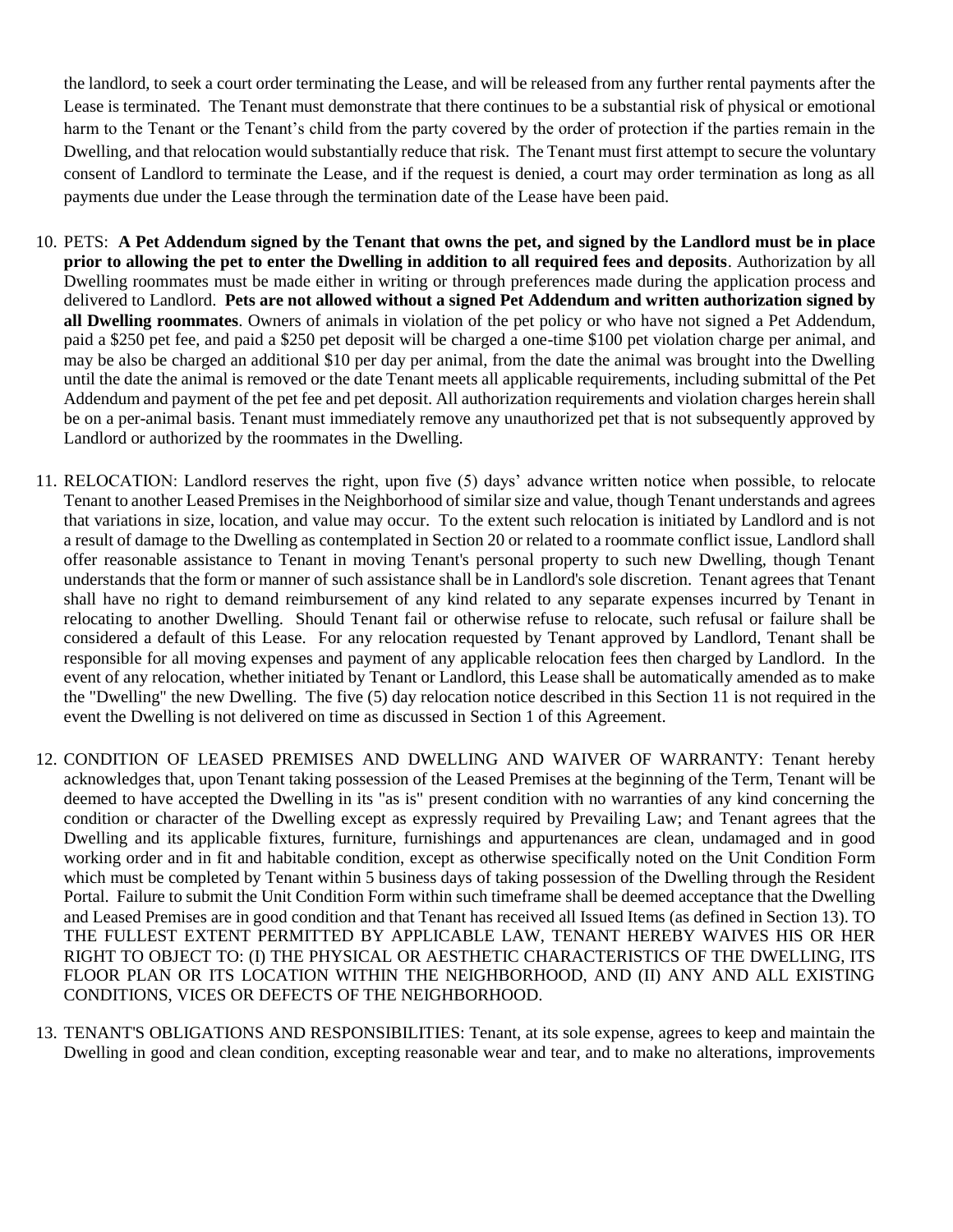the landlord, to seek a court order terminating the Lease, and will be released from any further rental payments after the Lease is terminated. The Tenant must demonstrate that there continues to be a substantial risk of physical or emotional harm to the Tenant or the Tenant's child from the party covered by the order of protection if the parties remain in the Dwelling, and that relocation would substantially reduce that risk. The Tenant must first attempt to secure the voluntary consent of Landlord to terminate the Lease, and if the request is denied, a court may order termination as long as all payments due under the Lease through the termination date of the Lease have been paid.

10. PETS: **A Pet Addendum signed by the Tenant that owns the pet, and signed by the Landlord must be in place prior to allowing the pet to enter the Dwelling in addition to all required fees and deposits**. Authorization by all Dwelling roommates must be made either in writing or through preferences made during the application process and delivered to Landlord. **Pets are not allowed without a signed Pet Addendum and written authorization signed by all Dwelling roommates**. Owners of animals in violation of the pet policy or who have not signed a Pet Addendum, paid a $250 pet fee, and paid a $250 pet deposit will be charged a one-time $100 pet violation charge per animal, and may be also be charged an additional $10 per day per animal, from the date the animal was brought into the Dwelling until the date the animal is removed or the date Tenant meets all applicable requirements, including submittal of the Pet Addendum and payment of the pet fee and pet deposit. All authorization requirements and violation charges herein shall be on a per-animal basis. Tenant must immediately remove any unauthorized pet that is not subsequently approved by Landlord or authorized by the roommates in the Dwelling.

11. RELOCATION: Landlord reserves the right, upon five (5) days' advance written notice when possible, to relocate Tenant to another Leased Premises in the Neighborhood of similar size and value, though Tenant understands and agrees that variations in size, location, and value may occur. To the extent such relocation is initiated by Landlord and is not a result of damage to the Dwelling as contemplated in Section 20 or related to a roommate conflict issue, Landlord shall offer reasonable assistance to Tenant in moving Tenant's personal property to such new Dwelling, though Tenant understands that the form or manner of such assistance shall be in Landlord's sole discretion. Tenant agrees that Tenant shall have no right to demand reimbursement of any kind related to any separate expenses incurred by Tenant in relocating to another Dwelling. Should Tenant fail or otherwise refuse to relocate, such refusal or failure shall be considered a default of this Lease. For any relocation requested by Tenant approved by Landlord, Tenant shall be responsible for all moving expenses and payment of any applicable relocation fees then charged by Landlord. In the event of any relocation, whether initiated by Tenant or Landlord, this Lease shall be automatically amended as to make the "Dwelling" the new Dwelling. The five (5) day relocation notice described in this Section 11 is not required in the event the Dwelling is not delivered on time as discussed in Section 1 of this Agreement.

12. CONDITION OF LEASED PREMISES AND DWELLING AND WAIVER OF WARRANTY: Tenant hereby acknowledges that, upon Tenant taking possession of the Leased Premises at the beginning of the Term, Tenant will be deemed to have accepted the Dwelling in its "as is" present condition with no warranties of any kind concerning the condition or character of the Dwelling except as expressly required by Prevailing Law; and Tenant agrees that the Dwelling and its applicable fixtures, furniture, furnishings and appurtenances are clean, undamaged and in good working order and in fit and habitable condition, except as otherwise specifically noted on the Unit Condition Form which must be completed by Tenant within 5 business days of taking possession of the Dwelling through the Resident Portal. Failure to submit the Unit Condition Form within such timeframe shall be deemed acceptance that the Dwelling and Leased Premises are in good condition and that Tenant has received all Issued Items (as defined in Section 13). TO THE FULLEST EXTENT PERMITTED BY APPLICABLE LAW, TENANT HEREBY WAIVES HIS OR HER RIGHT TO OBJECT TO: (I) THE PHYSICAL OR AESTHETIC CHARACTERISTICS OF THE DWELLING, ITS FLOOR PLAN OR ITS LOCATION WITHIN THE NEIGHBORHOOD, AND (II) ANY AND ALL EXISTING CONDITIONS, VICES OR DEFECTS OF THE NEIGHBORHOOD.

13. TENANT'S OBLIGATIONS AND RESPONSIBILITIES: Tenant, at its sole expense, agrees to keep and maintain the Dwelling in good and clean condition, excepting reasonable wear and tear, and to make no alterations, improvements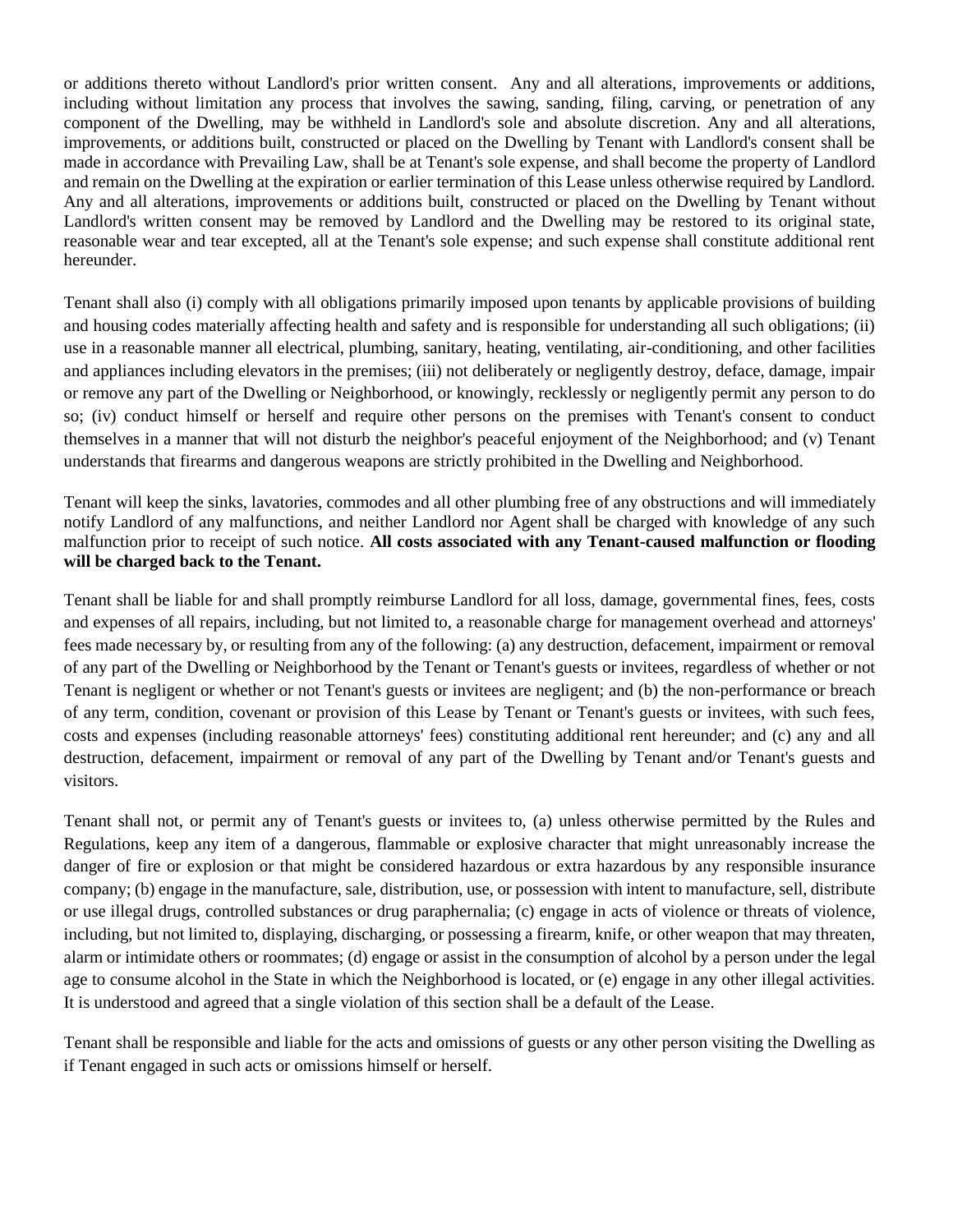or additions thereto without Landlord's prior written consent. Any and all alterations, improvements or additions, including without limitation any process that involves the sawing, sanding, filing, carving, or penetration of any component of the Dwelling, may be withheld in Landlord's sole and absolute discretion. Any and all alterations, improvements, or additions built, constructed or placed on the Dwelling by Tenant with Landlord's consent shall be made in accordance with Prevailing Law, shall be at Tenant's sole expense, and shall become the property of Landlord and remain on the Dwelling at the expiration or earlier termination of this Lease unless otherwise required by Landlord. Any and all alterations, improvements or additions built, constructed or placed on the Dwelling by Tenant without Landlord's written consent may be removed by Landlord and the Dwelling may be restored to its original state, reasonable wear and tear excepted, all at the Tenant's sole expense; and such expense shall constitute additional rent hereunder.

Tenant shall also (i) comply with all obligations primarily imposed upon tenants by applicable provisions of building and housing codes materially affecting health and safety and is responsible for understanding all such obligations; (ii) use in a reasonable manner all electrical, plumbing, sanitary, heating, ventilating, air-conditioning, and other facilities and appliances including elevators in the premises; (iii) not deliberately or negligently destroy, deface, damage, impair or remove any part of the Dwelling or Neighborhood, or knowingly, recklessly or negligently permit any person to do so; (iv) conduct himself or herself and require other persons on the premises with Tenant's consent to conduct themselves in a manner that will not disturb the neighbor's peaceful enjoyment of the Neighborhood; and (v) Tenant understands that firearms and dangerous weapons are strictly prohibited in the Dwelling and Neighborhood.

Tenant will keep the sinks, lavatories, commodes and all other plumbing free of any obstructions and will immediately notify Landlord of any malfunctions, and neither Landlord nor Agent shall be charged with knowledge of any such malfunction prior to receipt of such notice. **All costs associated with any Tenant-caused malfunction or flooding will be charged back to the Tenant.**

Tenant shall be liable for and shall promptly reimburse Landlord for all loss, damage, governmental fines, fees, costs and expenses of all repairs, including, but not limited to, a reasonable charge for management overhead and attorneys' fees made necessary by, or resulting from any of the following: (a) any destruction, defacement, impairment or removal of any part of the Dwelling or Neighborhood by the Tenant or Tenant's guests or invitees, regardless of whether or not Tenant is negligent or whether or not Tenant's guests or invitees are negligent; and (b) the non-performance or breach of any term, condition, covenant or provision of this Lease by Tenant or Tenant's guests or invitees, with such fees, costs and expenses (including reasonable attorneys' fees) constituting additional rent hereunder; and (c) any and all destruction, defacement, impairment or removal of any part of the Dwelling by Tenant and/or Tenant's guests and visitors.

Tenant shall not, or permit any of Tenant's guests or invitees to, (a) unless otherwise permitted by the Rules and Regulations, keep any item of a dangerous, flammable or explosive character that might unreasonably increase the danger of fire or explosion or that might be considered hazardous or extra hazardous by any responsible insurance company; (b) engage in the manufacture, sale, distribution, use, or possession with intent to manufacture, sell, distribute or use illegal drugs, controlled substances or drug paraphernalia; (c) engage in acts of violence or threats of violence, including, but not limited to, displaying, discharging, or possessing a firearm, knife, or other weapon that may threaten, alarm or intimidate others or roommates; (d) engage or assist in the consumption of alcohol by a person under the legal age to consume alcohol in the State in which the Neighborhood is located, or (e) engage in any other illegal activities. It is understood and agreed that a single violation of this section shall be a default of the Lease.

Tenant shall be responsible and liable for the acts and omissions of guests or any other person visiting the Dwelling as if Tenant engaged in such acts or omissions himself or herself.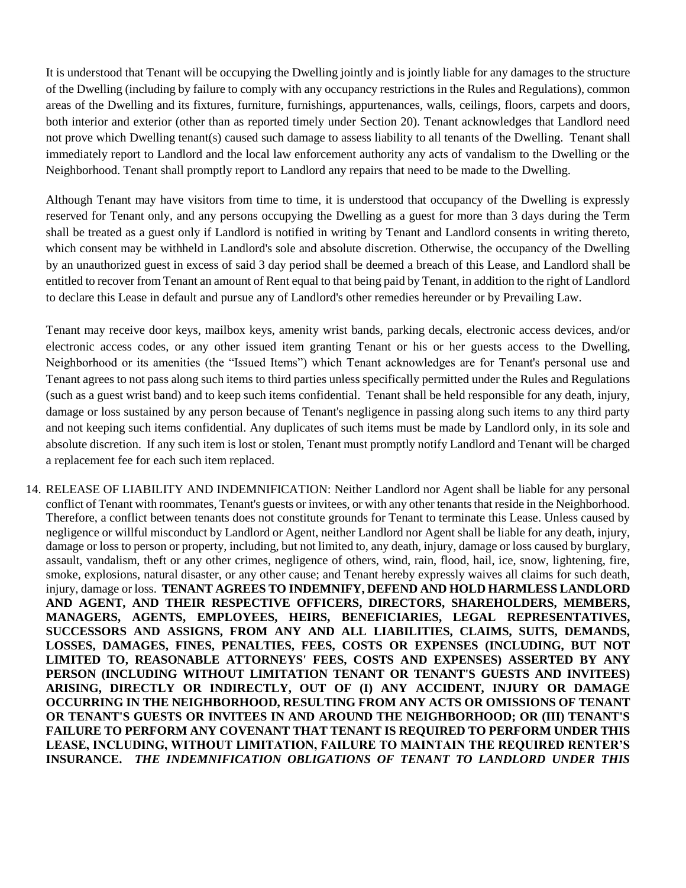It is understood that Tenant will be occupying the Dwelling jointly and is jointly liable for any damages to the structure of the Dwelling (including by failure to comply with any occupancy restrictions in the Rules and Regulations), common areas of the Dwelling and its fixtures, furniture, furnishings, appurtenances, walls, ceilings, floors, carpets and doors, both interior and exterior (other than as reported timely under Section 20). Tenant acknowledges that Landlord need not prove which Dwelling tenant(s) caused such damage to assess liability to all tenants of the Dwelling. Tenant shall immediately report to Landlord and the local law enforcement authority any acts of vandalism to the Dwelling or the Neighborhood. Tenant shall promptly report to Landlord any repairs that need to be made to the Dwelling.

Although Tenant may have visitors from time to time, it is understood that occupancy of the Dwelling is expressly reserved for Tenant only, and any persons occupying the Dwelling as a guest for more than 3 days during the Term shall be treated as a guest only if Landlord is notified in writing by Tenant and Landlord consents in writing thereto, which consent may be withheld in Landlord's sole and absolute discretion. Otherwise, the occupancy of the Dwelling by an unauthorized guest in excess of said 3 day period shall be deemed a breach of this Lease, and Landlord shall be entitled to recover from Tenant an amount of Rent equal to that being paid by Tenant, in addition to the right of Landlord to declare this Lease in default and pursue any of Landlord's other remedies hereunder or by Prevailing Law.

Tenant may receive door keys, mailbox keys, amenity wrist bands, parking decals, electronic access devices, and/or electronic access codes, or any other issued item granting Tenant or his or her guests access to the Dwelling, Neighborhood or its amenities (the "Issued Items") which Tenant acknowledges are for Tenant's personal use and Tenant agrees to not pass along such items to third parties unless specifically permitted under the Rules and Regulations (such as a guest wrist band) and to keep such items confidential. Tenant shall be held responsible for any death, injury, damage or loss sustained by any person because of Tenant's negligence in passing along such items to any third party and not keeping such items confidential. Any duplicates of such items must be made by Landlord only, in its sole and absolute discretion. If any such item is lost or stolen, Tenant must promptly notify Landlord and Tenant will be charged a replacement fee for each such item replaced.

14. RELEASE OF LIABILITY AND INDEMNIFICATION: Neither Landlord nor Agent shall be liable for any personal conflict of Tenant with roommates, Tenant's guests or invitees, or with any other tenants that reside in the Neighborhood. Therefore, a conflict between tenants does not constitute grounds for Tenant to terminate this Lease. Unless caused by negligence or willful misconduct by Landlord or Agent, neither Landlord nor Agent shall be liable for any death, injury, damage or loss to person or property, including, but not limited to, any death, injury, damage or loss caused by burglary, assault, vandalism, theft or any other crimes, negligence of others, wind, rain, flood, hail, ice, snow, lightening, fire, smoke, explosions, natural disaster, or any other cause; and Tenant hereby expressly waives all claims for such death, injury, damage or loss. **TENANT AGREES TO INDEMNIFY, DEFEND AND HOLD HARMLESS LANDLORD AND AGENT, AND THEIR RESPECTIVE OFFICERS, DIRECTORS, SHAREHOLDERS, MEMBERS, MANAGERS, AGENTS, EMPLOYEES, HEIRS, BENEFICIARIES, LEGAL REPRESENTATIVES, SUCCESSORS AND ASSIGNS, FROM ANY AND ALL LIABILITIES, CLAIMS, SUITS, DEMANDS, LOSSES, DAMAGES, FINES, PENALTIES, FEES, COSTS OR EXPENSES (INCLUDING, BUT NOT LIMITED TO, REASONABLE ATTORNEYS' FEES, COSTS AND EXPENSES) ASSERTED BY ANY PERSON (INCLUDING WITHOUT LIMITATION TENANT OR TENANT'S GUESTS AND INVITEES) ARISING, DIRECTLY OR INDIRECTLY, OUT OF (I) ANY ACCIDENT, INJURY OR DAMAGE OCCURRING IN THE NEIGHBORHOOD, RESULTING FROM ANY ACTS OR OMISSIONS OF TENANT OR TENANT'S GUESTS OR INVITEES IN AND AROUND THE NEIGHBORHOOD; OR (III) TENANT'S FAILURE TO PERFORM ANY COVENANT THAT TENANT IS REQUIRED TO PERFORM UNDER THIS LEASE, INCLUDING, WITHOUT LIMITATION, FAILURE TO MAINTAIN THE REQUIRED RENTER'S INSURANCE.** ***THE INDEMNIFICATION OBLIGATIONS OF TENANT TO LANDLORD UNDER THIS***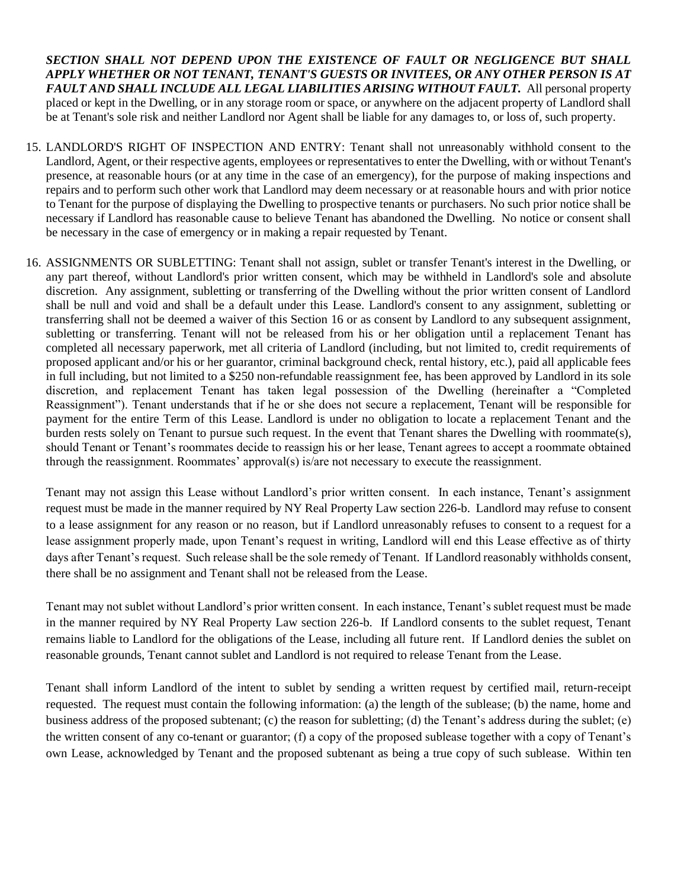***SECTION SHALL NOT DEPEND UPON THE EXISTENCE OF FAULT OR NEGLIGENCE BUT SHALL APPLY WHETHER OR NOT TENANT, TENANT'S GUESTS OR INVITEES, OR ANY OTHER PERSON IS AT FAULT AND SHALL INCLUDE ALL LEGAL LIABILITIES ARISING WITHOUT FAULT.*** All personal property placed or kept in the Dwelling, or in any storage room or space, or anywhere on the adjacent property of Landlord shall be at Tenant's sole risk and neither Landlord nor Agent shall be liable for any damages to, or loss of, such property.

15. LANDLORD'S RIGHT OF INSPECTION AND ENTRY: Tenant shall not unreasonably withhold consent to the Landlord, Agent, or their respective agents, employees or representatives to enter the Dwelling, with or without Tenant's presence, at reasonable hours (or at any time in the case of an emergency), for the purpose of making inspections and repairs and to perform such other work that Landlord may deem necessary or at reasonable hours and with prior notice to Tenant for the purpose of displaying the Dwelling to prospective tenants or purchasers. No such prior notice shall be necessary if Landlord has reasonable cause to believe Tenant has abandoned the Dwelling. No notice or consent shall be necessary in the case of emergency or in making a repair requested by Tenant.

16. ASSIGNMENTS OR SUBLETTING: Tenant shall not assign, sublet or transfer Tenant's interest in the Dwelling, or any part thereof, without Landlord's prior written consent, which may be withheld in Landlord's sole and absolute discretion. Any assignment, subletting or transferring of the Dwelling without the prior written consent of Landlord shall be null and void and shall be a default under this Lease. Landlord's consent to any assignment, subletting or transferring shall not be deemed a waiver of this Section 16 or as consent by Landlord to any subsequent assignment, subletting or transferring. Tenant will not be released from his or her obligation until a replacement Tenant has completed all necessary paperwork, met all criteria of Landlord (including, but not limited to, credit requirements of proposed applicant and/or his or her guarantor, criminal background check, rental history, etc.), paid all applicable fees in full including, but not limited to a $250 non-refundable reassignment fee, has been approved by Landlord in its sole discretion, and replacement Tenant has taken legal possession of the Dwelling (hereinafter a "Completed Reassignment"). Tenant understands that if he or she does not secure a replacement, Tenant will be responsible for payment for the entire Term of this Lease. Landlord is under no obligation to locate a replacement Tenant and the burden rests solely on Tenant to pursue such request. In the event that Tenant shares the Dwelling with roommate(s), should Tenant or Tenant's roommates decide to reassign his or her lease, Tenant agrees to accept a roommate obtained through the reassignment. Roommates' approval(s) is/are not necessary to execute the reassignment.

    Tenant may not assign this Lease without Landlord's prior written consent. In each instance, Tenant's assignment request must be made in the manner required by NY Real Property Law section 226-b. Landlord may refuse to consent to a lease assignment for any reason or no reason, but if Landlord unreasonably refuses to consent to a request for a lease assignment properly made, upon Tenant's request in writing, Landlord will end this Lease effective as of thirty days after Tenant's request. Such release shall be the sole remedy of Tenant. If Landlord reasonably withholds consent, there shall be no assignment and Tenant shall not be released from the Lease.

    Tenant may not sublet without Landlord's prior written consent. In each instance, Tenant's sublet request must be made in the manner required by NY Real Property Law section 226-b. If Landlord consents to the sublet request, Tenant remains liable to Landlord for the obligations of the Lease, including all future rent. If Landlord denies the sublet on reasonable grounds, Tenant cannot sublet and Landlord is not required to release Tenant from the Lease.

    Tenant shall inform Landlord of the intent to sublet by sending a written request by certified mail, return-receipt requested. The request must contain the following information: (a) the length of the sublease; (b) the name, home and business address of the proposed subtenant; (c) the reason for subletting; (d) the Tenant's address during the sublet; (e) the written consent of any co-tenant or guarantor; (f) a copy of the proposed sublease together with a copy of Tenant's own Lease, acknowledged by Tenant and the proposed subtenant as being a true copy of such sublease. Within ten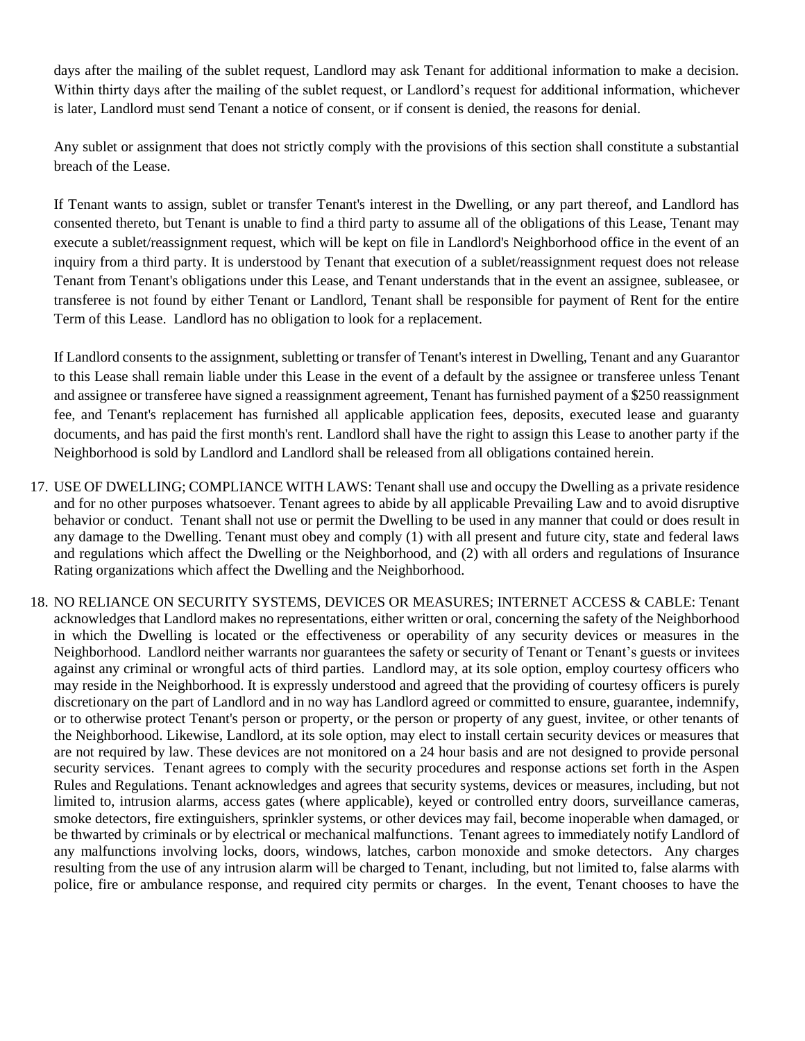days after the mailing of the sublet request, Landlord may ask Tenant for additional information to make a decision. Within thirty days after the mailing of the sublet request, or Landlord's request for additional information, whichever is later, Landlord must send Tenant a notice of consent, or if consent is denied, the reasons for denial.

Any sublet or assignment that does not strictly comply with the provisions of this section shall constitute a substantial breach of the Lease.

If Tenant wants to assign, sublet or transfer Tenant's interest in the Dwelling, or any part thereof, and Landlord has consented thereto, but Tenant is unable to find a third party to assume all of the obligations of this Lease, Tenant may execute a sublet/reassignment request, which will be kept on file in Landlord's Neighborhood office in the event of an inquiry from a third party. It is understood by Tenant that execution of a sublet/reassignment request does not release Tenant from Tenant's obligations under this Lease, and Tenant understands that in the event an assignee, subleasee, or transferee is not found by either Tenant or Landlord, Tenant shall be responsible for payment of Rent for the entire Term of this Lease. Landlord has no obligation to look for a replacement.

If Landlord consents to the assignment, subletting or transfer of Tenant's interest in Dwelling, Tenant and any Guarantor to this Lease shall remain liable under this Lease in the event of a default by the assignee or transferee unless Tenant and assignee or transferee have signed a reassignment agreement, Tenant has furnished payment of a $250 reassignment fee, and Tenant's replacement has furnished all applicable application fees, deposits, executed lease and guaranty documents, and has paid the first month's rent. Landlord shall have the right to assign this Lease to another party if the Neighborhood is sold by Landlord and Landlord shall be released from all obligations contained herein.

17. USE OF DWELLING; COMPLIANCE WITH LAWS: Tenant shall use and occupy the Dwelling as a private residence and for no other purposes whatsoever. Tenant agrees to abide by all applicable Prevailing Law and to avoid disruptive behavior or conduct. Tenant shall not use or permit the Dwelling to be used in any manner that could or does result in any damage to the Dwelling. Tenant must obey and comply (1) with all present and future city, state and federal laws and regulations which affect the Dwelling or the Neighborhood, and (2) with all orders and regulations of Insurance Rating organizations which affect the Dwelling and the Neighborhood.

18. NO RELIANCE ON SECURITY SYSTEMS, DEVICES OR MEASURES; INTERNET ACCESS & CABLE: Tenant acknowledges that Landlord makes no representations, either written or oral, concerning the safety of the Neighborhood in which the Dwelling is located or the effectiveness or operability of any security devices or measures in the Neighborhood. Landlord neither warrants nor guarantees the safety or security of Tenant or Tenant's guests or invitees against any criminal or wrongful acts of third parties. Landlord may, at its sole option, employ courtesy officers who may reside in the Neighborhood. It is expressly understood and agreed that the providing of courtesy officers is purely discretionary on the part of Landlord and in no way has Landlord agreed or committed to ensure, guarantee, indemnify, or to otherwise protect Tenant's person or property, or the person or property of any guest, invitee, or other tenants of the Neighborhood. Likewise, Landlord, at its sole option, may elect to install certain security devices or measures that are not required by law. These devices are not monitored on a 24 hour basis and are not designed to provide personal security services. Tenant agrees to comply with the security procedures and response actions set forth in the Aspen Rules and Regulations. Tenant acknowledges and agrees that security systems, devices or measures, including, but not limited to, intrusion alarms, access gates (where applicable), keyed or controlled entry doors, surveillance cameras, smoke detectors, fire extinguishers, sprinkler systems, or other devices may fail, become inoperable when damaged, or be thwarted by criminals or by electrical or mechanical malfunctions. Tenant agrees to immediately notify Landlord of any malfunctions involving locks, doors, windows, latches, carbon monoxide and smoke detectors. Any charges resulting from the use of any intrusion alarm will be charged to Tenant, including, but not limited to, false alarms with police, fire or ambulance response, and required city permits or charges. In the event, Tenant chooses to have the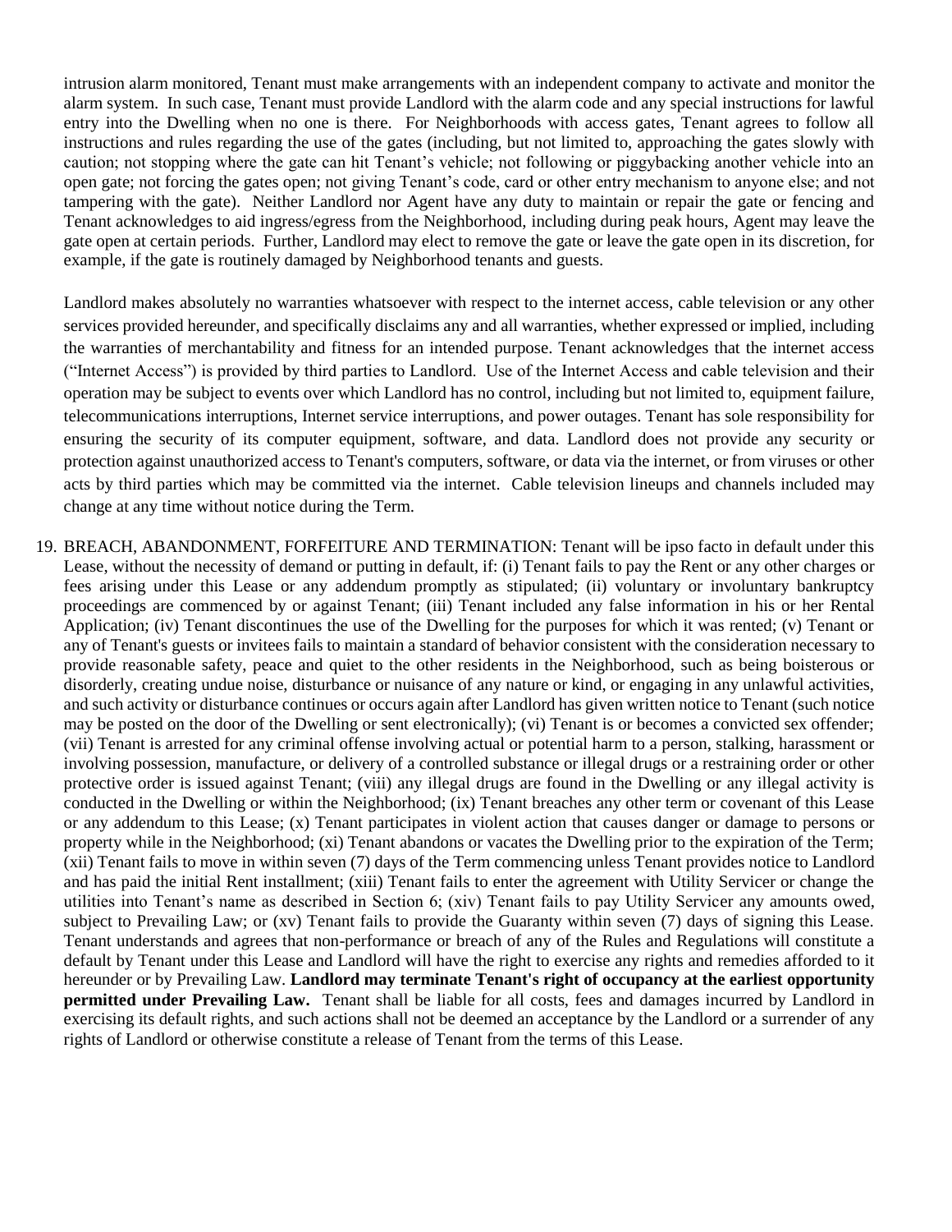intrusion alarm monitored, Tenant must make arrangements with an independent company to activate and monitor the alarm system. In such case, Tenant must provide Landlord with the alarm code and any special instructions for lawful entry into the Dwelling when no one is there. For Neighborhoods with access gates, Tenant agrees to follow all instructions and rules regarding the use of the gates (including, but not limited to, approaching the gates slowly with caution; not stopping where the gate can hit Tenant's vehicle; not following or piggybacking another vehicle into an open gate; not forcing the gates open; not giving Tenant's code, card or other entry mechanism to anyone else; and not tampering with the gate). Neither Landlord nor Agent have any duty to maintain or repair the gate or fencing and Tenant acknowledges to aid ingress/egress from the Neighborhood, including during peak hours, Agent may leave the gate open at certain periods. Further, Landlord may elect to remove the gate or leave the gate open in its discretion, for example, if the gate is routinely damaged by Neighborhood tenants and guests.

Landlord makes absolutely no warranties whatsoever with respect to the internet access, cable television or any other services provided hereunder, and specifically disclaims any and all warranties, whether expressed or implied, including the warranties of merchantability and fitness for an intended purpose. Tenant acknowledges that the internet access ("Internet Access") is provided by third parties to Landlord. Use of the Internet Access and cable television and their operation may be subject to events over which Landlord has no control, including but not limited to, equipment failure, telecommunications interruptions, Internet service interruptions, and power outages. Tenant has sole responsibility for ensuring the security of its computer equipment, software, and data. Landlord does not provide any security or protection against unauthorized access to Tenant's computers, software, or data via the internet, or from viruses or other acts by third parties which may be committed via the internet. Cable television lineups and channels included may change at any time without notice during the Term.

19. BREACH, ABANDONMENT, FORFEITURE AND TERMINATION: Tenant will be ipso facto in default under this Lease, without the necessity of demand or putting in default, if: (i) Tenant fails to pay the Rent or any other charges or fees arising under this Lease or any addendum promptly as stipulated; (ii) voluntary or involuntary bankruptcy proceedings are commenced by or against Tenant; (iii) Tenant included any false information in his or her Rental Application; (iv) Tenant discontinues the use of the Dwelling for the purposes for which it was rented; (v) Tenant or any of Tenant's guests or invitees fails to maintain a standard of behavior consistent with the consideration necessary to provide reasonable safety, peace and quiet to the other residents in the Neighborhood, such as being boisterous or disorderly, creating undue noise, disturbance or nuisance of any nature or kind, or engaging in any unlawful activities, and such activity or disturbance continues or occurs again after Landlord has given written notice to Tenant (such notice may be posted on the door of the Dwelling or sent electronically); (vi) Tenant is or becomes a convicted sex offender; (vii) Tenant is arrested for any criminal offense involving actual or potential harm to a person, stalking, harassment or involving possession, manufacture, or delivery of a controlled substance or illegal drugs or a restraining order or other protective order is issued against Tenant; (viii) any illegal drugs are found in the Dwelling or any illegal activity is conducted in the Dwelling or within the Neighborhood; (ix) Tenant breaches any other term or covenant of this Lease or any addendum to this Lease; (x) Tenant participates in violent action that causes danger or damage to persons or property while in the Neighborhood; (xi) Tenant abandons or vacates the Dwelling prior to the expiration of the Term; (xii) Tenant fails to move in within seven (7) days of the Term commencing unless Tenant provides notice to Landlord and has paid the initial Rent installment; (xiii) Tenant fails to enter the agreement with Utility Servicer or change the utilities into Tenant's name as described in Section 6; (xiv) Tenant fails to pay Utility Servicer any amounts owed, subject to Prevailing Law; or (xv) Tenant fails to provide the Guaranty within seven (7) days of signing this Lease. Tenant understands and agrees that non-performance or breach of any of the Rules and Regulations will constitute a default by Tenant under this Lease and Landlord will have the right to exercise any rights and remedies afforded to it hereunder or by Prevailing Law. **Landlord may terminate Tenant's right of occupancy at the earliest opportunity permitted under Prevailing Law.** Tenant shall be liable for all costs, fees and damages incurred by Landlord in exercising its default rights, and such actions shall not be deemed an acceptance by the Landlord or a surrender of any rights of Landlord or otherwise constitute a release of Tenant from the terms of this Lease.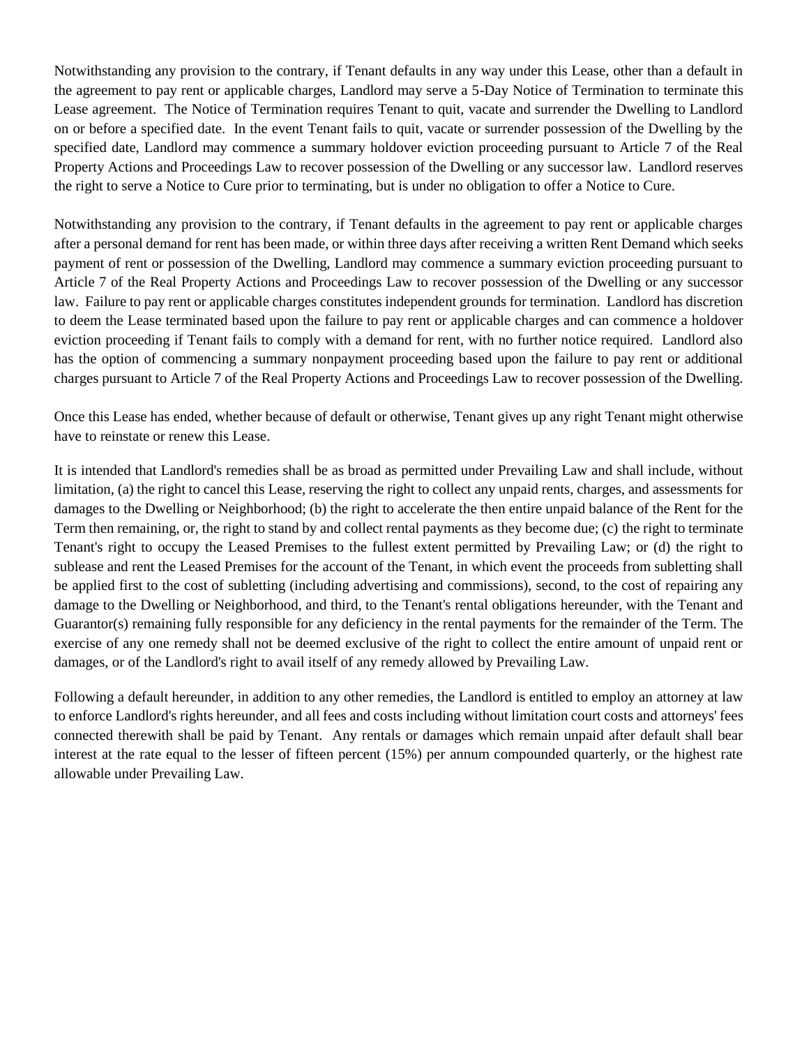Notwithstanding any provision to the contrary, if Tenant defaults in any way under this Lease, other than a default in the agreement to pay rent or applicable charges, Landlord may serve a 5-Day Notice of Termination to terminate this Lease agreement. The Notice of Termination requires Tenant to quit, vacate and surrender the Dwelling to Landlord on or before a specified date. In the event Tenant fails to quit, vacate or surrender possession of the Dwelling by the specified date, Landlord may commence a summary holdover eviction proceeding pursuant to Article 7 of the Real Property Actions and Proceedings Law to recover possession of the Dwelling or any successor law. Landlord reserves the right to serve a Notice to Cure prior to terminating, but is under no obligation to offer a Notice to Cure.

Notwithstanding any provision to the contrary, if Tenant defaults in the agreement to pay rent or applicable charges after a personal demand for rent has been made, or within three days after receiving a written Rent Demand which seeks payment of rent or possession of the Dwelling, Landlord may commence a summary eviction proceeding pursuant to Article 7 of the Real Property Actions and Proceedings Law to recover possession of the Dwelling or any successor law. Failure to pay rent or applicable charges constitutes independent grounds for termination. Landlord has discretion to deem the Lease terminated based upon the failure to pay rent or applicable charges and can commence a holdover eviction proceeding if Tenant fails to comply with a demand for rent, with no further notice required. Landlord also has the option of commencing a summary nonpayment proceeding based upon the failure to pay rent or additional charges pursuant to Article 7 of the Real Property Actions and Proceedings Law to recover possession of the Dwelling.

Once this Lease has ended, whether because of default or otherwise, Tenant gives up any right Tenant might otherwise have to reinstate or renew this Lease.

It is intended that Landlord's remedies shall be as broad as permitted under Prevailing Law and shall include, without limitation, (a) the right to cancel this Lease, reserving the right to collect any unpaid rents, charges, and assessments for damages to the Dwelling or Neighborhood; (b) the right to accelerate the then entire unpaid balance of the Rent for the Term then remaining, or, the right to stand by and collect rental payments as they become due; (c) the right to terminate Tenant's right to occupy the Leased Premises to the fullest extent permitted by Prevailing Law; or (d) the right to sublease and rent the Leased Premises for the account of the Tenant, in which event the proceeds from subletting shall be applied first to the cost of subletting (including advertising and commissions), second, to the cost of repairing any damage to the Dwelling or Neighborhood, and third, to the Tenant's rental obligations hereunder, with the Tenant and Guarantor(s) remaining fully responsible for any deficiency in the rental payments for the remainder of the Term. The exercise of any one remedy shall not be deemed exclusive of the right to collect the entire amount of unpaid rent or damages, or of the Landlord's right to avail itself of any remedy allowed by Prevailing Law.

Following a default hereunder, in addition to any other remedies, the Landlord is entitled to employ an attorney at law to enforce Landlord's rights hereunder, and all fees and costs including without limitation court costs and attorneys' fees connected therewith shall be paid by Tenant. Any rentals or damages which remain unpaid after default shall bear interest at the rate equal to the lesser of fifteen percent (15%) per annum compounded quarterly, or the highest rate allowable under Prevailing Law.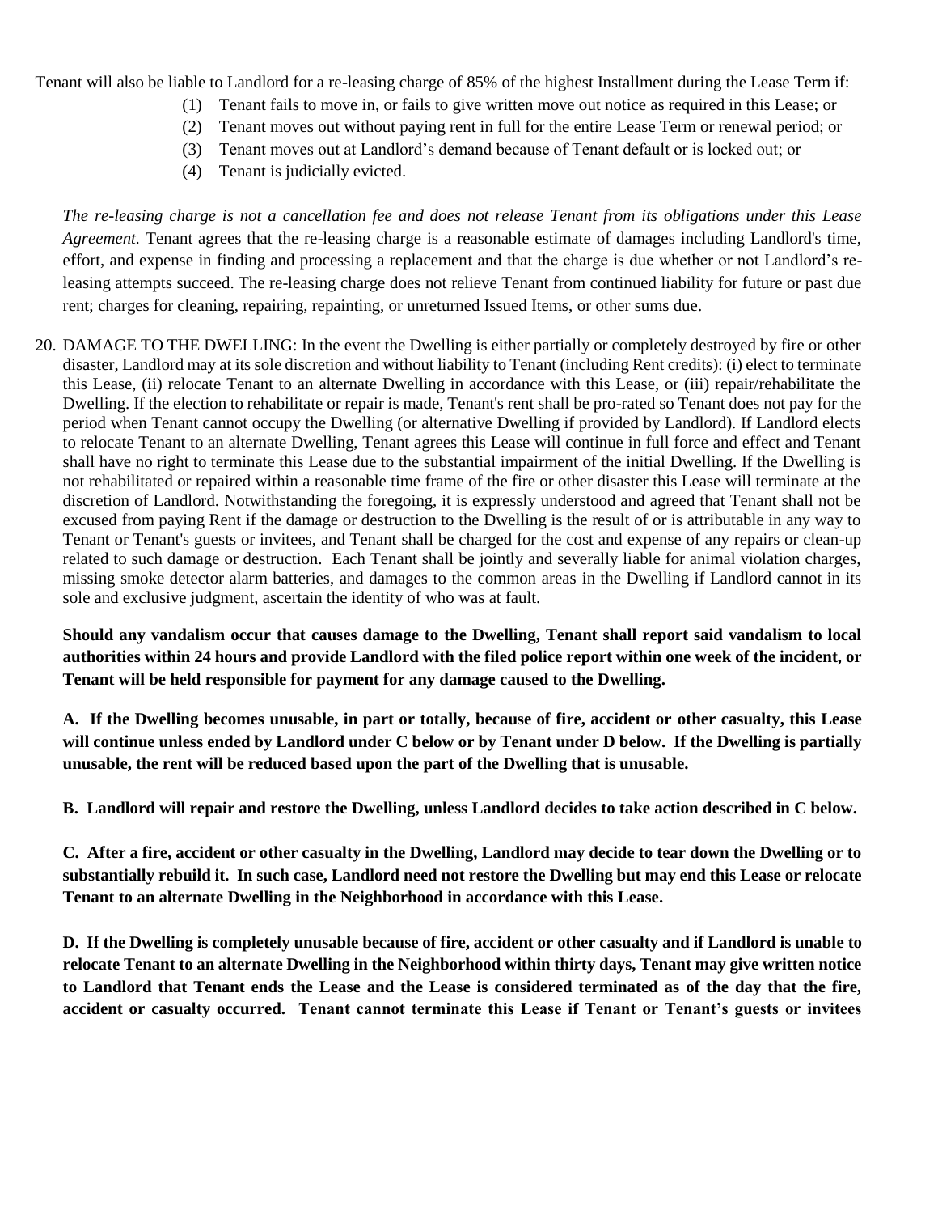Tenant will also be liable to Landlord for a re-leasing charge of 85% of the highest Installment during the Lease Term if:

(1) Tenant fails to move in, or fails to give written move out notice as required in this Lease; or
(2) Tenant moves out without paying rent in full for the entire Lease Term or renewal period; or
(3) Tenant moves out at Landlord's demand because of Tenant default or is locked out; or
(4) Tenant is judicially evicted.

*The re-leasing charge is not a cancellation fee and does not release Tenant from its obligations under this Lease Agreement.* Tenant agrees that the re-leasing charge is a reasonable estimate of damages including Landlord's time, effort, and expense in finding and processing a replacement and that the charge is due whether or not Landlord's re-leasing attempts succeed. The re-leasing charge does not relieve Tenant from continued liability for future or past due rent; charges for cleaning, repairing, repainting, or unreturned Issued Items, or other sums due.

20. DAMAGE TO THE DWELLING: In the event the Dwelling is either partially or completely destroyed by fire or other disaster, Landlord may at its sole discretion and without liability to Tenant (including Rent credits): (i) elect to terminate this Lease, (ii) relocate Tenant to an alternate Dwelling in accordance with this Lease, or (iii) repair/rehabilitate the Dwelling. If the election to rehabilitate or repair is made, Tenant's rent shall be pro-rated so Tenant does not pay for the period when Tenant cannot occupy the Dwelling (or alternative Dwelling if provided by Landlord). If Landlord elects to relocate Tenant to an alternate Dwelling, Tenant agrees this Lease will continue in full force and effect and Tenant shall have no right to terminate this Lease due to the substantial impairment of the initial Dwelling. If the Dwelling is not rehabilitated or repaired within a reasonable time frame of the fire or other disaster this Lease will terminate at the discretion of Landlord. Notwithstanding the foregoing, it is expressly understood and agreed that Tenant shall not be excused from paying Rent if the damage or destruction to the Dwelling is the result of or is attributable in any way to Tenant or Tenant's guests or invitees, and Tenant shall be charged for the cost and expense of any repairs or clean-up related to such damage or destruction. Each Tenant shall be jointly and severally liable for animal violation charges, missing smoke detector alarm batteries, and damages to the common areas in the Dwelling if Landlord cannot in its sole and exclusive judgment, ascertain the identity of who was at fault.

**Should any vandalism occur that causes damage to the Dwelling, Tenant shall report said vandalism to local authorities within 24 hours and provide Landlord with the filed police report within one week of the incident, or Tenant will be held responsible for payment for any damage caused to the Dwelling.**

**A. If the Dwelling becomes unusable, in part or totally, because of fire, accident or other casualty, this Lease will continue unless ended by Landlord under C below or by Tenant under D below. If the Dwelling is partially unusable, the rent will be reduced based upon the part of the Dwelling that is unusable.**

**B. Landlord will repair and restore the Dwelling, unless Landlord decides to take action described in C below.**

**C. After a fire, accident or other casualty in the Dwelling, Landlord may decide to tear down the Dwelling or to substantially rebuild it. In such case, Landlord need not restore the Dwelling but may end this Lease or relocate Tenant to an alternate Dwelling in the Neighborhood in accordance with this Lease.**

**D. If the Dwelling is completely unusable because of fire, accident or other casualty and if Landlord is unable to relocate Tenant to an alternate Dwelling in the Neighborhood within thirty days, Tenant may give written notice to Landlord that Tenant ends the Lease and the Lease is considered terminated as of the day that the fire, accident or casualty occurred. Tenant cannot terminate this Lease if Tenant or Tenant's guests or invitees**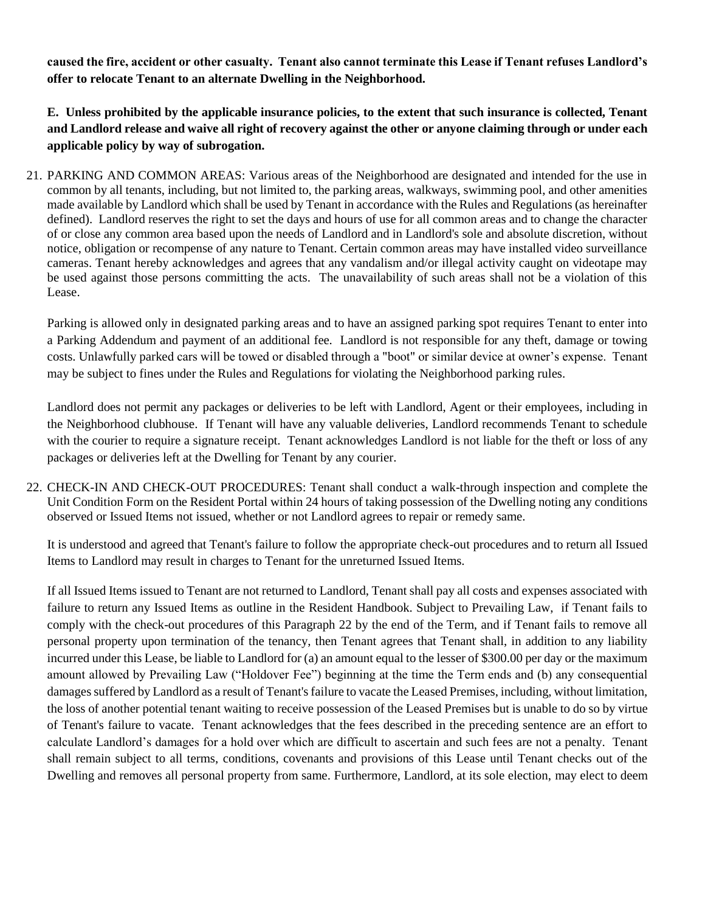**caused the fire, accident or other casualty. Tenant also cannot terminate this Lease if Tenant refuses Landlord's offer to relocate Tenant to an alternate Dwelling in the Neighborhood.**

**E. Unless prohibited by the applicable insurance policies, to the extent that such insurance is collected, Tenant and Landlord release and waive all right of recovery against the other or anyone claiming through or under each applicable policy by way of subrogation.**

21. PARKING AND COMMON AREAS: Various areas of the Neighborhood are designated and intended for the use in common by all tenants, including, but not limited to, the parking areas, walkways, swimming pool, and other amenities made available by Landlord which shall be used by Tenant in accordance with the Rules and Regulations (as hereinafter defined). Landlord reserves the right to set the days and hours of use for all common areas and to change the character of or close any common area based upon the needs of Landlord and in Landlord's sole and absolute discretion, without notice, obligation or recompense of any nature to Tenant. Certain common areas may have installed video surveillance cameras. Tenant hereby acknowledges and agrees that any vandalism and/or illegal activity caught on videotape may be used against those persons committing the acts. The unavailability of such areas shall not be a violation of this Lease.

    Parking is allowed only in designated parking areas and to have an assigned parking spot requires Tenant to enter into a Parking Addendum and payment of an additional fee. Landlord is not responsible for any theft, damage or towing costs. Unlawfully parked cars will be towed or disabled through a "boot" or similar device at owner's expense. Tenant may be subject to fines under the Rules and Regulations for violating the Neighborhood parking rules.

    Landlord does not permit any packages or deliveries to be left with Landlord, Agent or their employees, including in the Neighborhood clubhouse. If Tenant will have any valuable deliveries, Landlord recommends Tenant to schedule with the courier to require a signature receipt. Tenant acknowledges Landlord is not liable for the theft or loss of any packages or deliveries left at the Dwelling for Tenant by any courier.

22. CHECK-IN AND CHECK-OUT PROCEDURES: Tenant shall conduct a walk-through inspection and complete the Unit Condition Form on the Resident Portal within 24 hours of taking possession of the Dwelling noting any conditions observed or Issued Items not issued, whether or not Landlord agrees to repair or remedy same.

    It is understood and agreed that Tenant's failure to follow the appropriate check-out procedures and to return all Issued Items to Landlord may result in charges to Tenant for the unreturned Issued Items.

    If all Issued Items issued to Tenant are not returned to Landlord, Tenant shall pay all costs and expenses associated with failure to return any Issued Items as outline in the Resident Handbook. Subject to Prevailing Law, if Tenant fails to comply with the check-out procedures of this Paragraph 22 by the end of the Term, and if Tenant fails to remove all personal property upon termination of the tenancy, then Tenant agrees that Tenant shall, in addition to any liability incurred under this Lease, be liable to Landlord for (a) an amount equal to the lesser of $300.00 per day or the maximum amount allowed by Prevailing Law ("Holdover Fee") beginning at the time the Term ends and (b) any consequential damages suffered by Landlord as a result of Tenant's failure to vacate the Leased Premises, including, without limitation, the loss of another potential tenant waiting to receive possession of the Leased Premises but is unable to do so by virtue of Tenant's failure to vacate. Tenant acknowledges that the fees described in the preceding sentence are an effort to calculate Landlord's damages for a hold over which are difficult to ascertain and such fees are not a penalty. Tenant shall remain subject to all terms, conditions, covenants and provisions of this Lease until Tenant checks out of the Dwelling and removes all personal property from same. Furthermore, Landlord, at its sole election, may elect to deem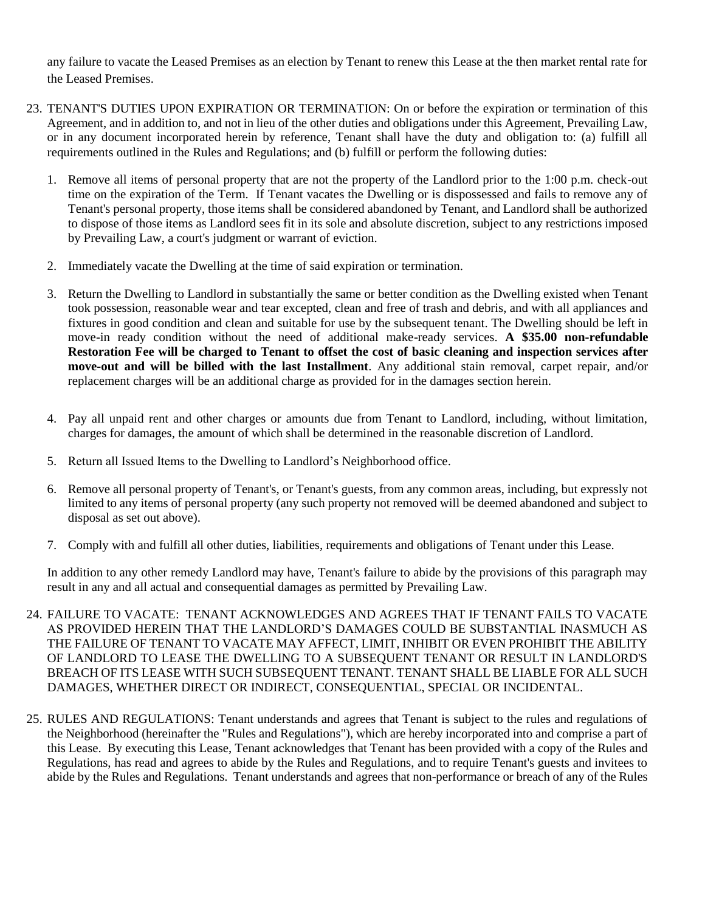any failure to vacate the Leased Premises as an election by Tenant to renew this Lease at the then market rental rate for the Leased Premises.

23. TENANT'S DUTIES UPON EXPIRATION OR TERMINATION: On or before the expiration or termination of this Agreement, and in addition to, and not in lieu of the other duties and obligations under this Agreement, Prevailing Law, or in any document incorporated herein by reference, Tenant shall have the duty and obligation to: (a) fulfill all requirements outlined in the Rules and Regulations; and (b) fulfill or perform the following duties:

    1. Remove all items of personal property that are not the property of the Landlord prior to the 1:00 p.m. check-out time on the expiration of the Term. If Tenant vacates the Dwelling or is dispossessed and fails to remove any of Tenant's personal property, those items shall be considered abandoned by Tenant, and Landlord shall be authorized to dispose of those items as Landlord sees fit in its sole and absolute discretion, subject to any restrictions imposed by Prevailing Law, a court's judgment or warrant of eviction.

    2. Immediately vacate the Dwelling at the time of said expiration or termination.

    3. Return the Dwelling to Landlord in substantially the same or better condition as the Dwelling existed when Tenant took possession, reasonable wear and tear excepted, clean and free of trash and debris, and with all appliances and fixtures in good condition and clean and suitable for use by the subsequent tenant. The Dwelling should be left in move-in ready condition without the need of additional make-ready services. **A $35.00 non-refundable Restoration Fee will be charged to Tenant to offset the cost of basic cleaning and inspection services after move-out and will be billed with the last Installment**. Any additional stain removal, carpet repair, and/or replacement charges will be an additional charge as provided for in the damages section herein.

    4. Pay all unpaid rent and other charges or amounts due from Tenant to Landlord, including, without limitation, charges for damages, the amount of which shall be determined in the reasonable discretion of Landlord.

    5. Return all Issued Items to the Dwelling to Landlord's Neighborhood office.

    6. Remove all personal property of Tenant's, or Tenant's guests, from any common areas, including, but expressly not limited to any items of personal property (any such property not removed will be deemed abandoned and subject to disposal as set out above).

    7. Comply with and fulfill all other duties, liabilities, requirements and obligations of Tenant under this Lease.

    In addition to any other remedy Landlord may have, Tenant's failure to abide by the provisions of this paragraph may result in any and all actual and consequential damages as permitted by Prevailing Law.

24. FAILURE TO VACATE: TENANT ACKNOWLEDGES AND AGREES THAT IF TENANT FAILS TO VACATE AS PROVIDED HEREIN THAT THE LANDLORD'S DAMAGES COULD BE SUBSTANTIAL INASMUCH AS THE FAILURE OF TENANT TO VACATE MAY AFFECT, LIMIT, INHIBIT OR EVEN PROHIBIT THE ABILITY OF LANDLORD TO LEASE THE DWELLING TO A SUBSEQUENT TENANT OR RESULT IN LANDLORD'S BREACH OF ITS LEASE WITH SUCH SUBSEQUENT TENANT. TENANT SHALL BE LIABLE FOR ALL SUCH DAMAGES, WHETHER DIRECT OR INDIRECT, CONSEQUENTIAL, SPECIAL OR INCIDENTAL.

25. RULES AND REGULATIONS: Tenant understands and agrees that Tenant is subject to the rules and regulations of the Neighborhood (hereinafter the "Rules and Regulations"), which are hereby incorporated into and comprise a part of this Lease. By executing this Lease, Tenant acknowledges that Tenant has been provided with a copy of the Rules and Regulations, has read and agrees to abide by the Rules and Regulations, and to require Tenant's guests and invitees to abide by the Rules and Regulations. Tenant understands and agrees that non-performance or breach of any of the Rules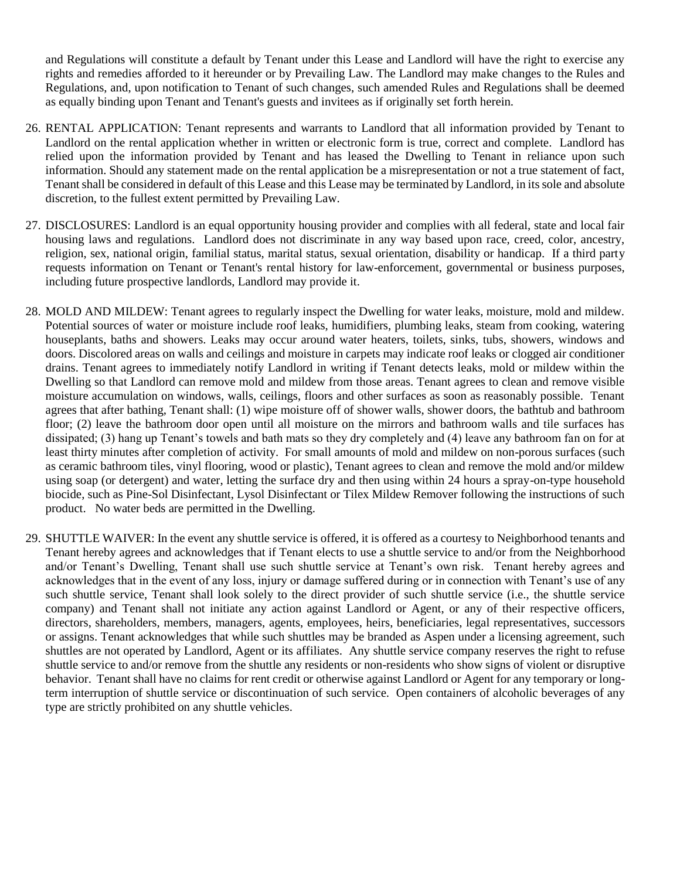and Regulations will constitute a default by Tenant under this Lease and Landlord will have the right to exercise any rights and remedies afforded to it hereunder or by Prevailing Law. The Landlord may make changes to the Rules and Regulations, and, upon notification to Tenant of such changes, such amended Rules and Regulations shall be deemed as equally binding upon Tenant and Tenant's guests and invitees as if originally set forth herein.

26. RENTAL APPLICATION: Tenant represents and warrants to Landlord that all information provided by Tenant to Landlord on the rental application whether in written or electronic form is true, correct and complete. Landlord has relied upon the information provided by Tenant and has leased the Dwelling to Tenant in reliance upon such information. Should any statement made on the rental application be a misrepresentation or not a true statement of fact, Tenant shall be considered in default of this Lease and this Lease may be terminated by Landlord, in its sole and absolute discretion, to the fullest extent permitted by Prevailing Law.

27. DISCLOSURES: Landlord is an equal opportunity housing provider and complies with all federal, state and local fair housing laws and regulations. Landlord does not discriminate in any way based upon race, creed, color, ancestry, religion, sex, national origin, familial status, marital status, sexual orientation, disability or handicap. If a third party requests information on Tenant or Tenant's rental history for law-enforcement, governmental or business purposes, including future prospective landlords, Landlord may provide it.

28. MOLD AND MILDEW: Tenant agrees to regularly inspect the Dwelling for water leaks, moisture, mold and mildew. Potential sources of water or moisture include roof leaks, humidifiers, plumbing leaks, steam from cooking, watering houseplants, baths and showers. Leaks may occur around water heaters, toilets, sinks, tubs, showers, windows and doors. Discolored areas on walls and ceilings and moisture in carpets may indicate roof leaks or clogged air conditioner drains. Tenant agrees to immediately notify Landlord in writing if Tenant detects leaks, mold or mildew within the Dwelling so that Landlord can remove mold and mildew from those areas. Tenant agrees to clean and remove visible moisture accumulation on windows, walls, ceilings, floors and other surfaces as soon as reasonably possible. Tenant agrees that after bathing, Tenant shall: (1) wipe moisture off of shower walls, shower doors, the bathtub and bathroom floor; (2) leave the bathroom door open until all moisture on the mirrors and bathroom walls and tile surfaces has dissipated; (3) hang up Tenant's towels and bath mats so they dry completely and (4) leave any bathroom fan on for at least thirty minutes after completion of activity. For small amounts of mold and mildew on non-porous surfaces (such as ceramic bathroom tiles, vinyl flooring, wood or plastic), Tenant agrees to clean and remove the mold and/or mildew using soap (or detergent) and water, letting the surface dry and then using within 24 hours a spray-on-type household biocide, such as Pine-Sol Disinfectant, Lysol Disinfectant or Tilex Mildew Remover following the instructions of such product. No water beds are permitted in the Dwelling.

29. SHUTTLE WAIVER: In the event any shuttle service is offered, it is offered as a courtesy to Neighborhood tenants and Tenant hereby agrees and acknowledges that if Tenant elects to use a shuttle service to and/or from the Neighborhood and/or Tenant's Dwelling, Tenant shall use such shuttle service at Tenant's own risk. Tenant hereby agrees and acknowledges that in the event of any loss, injury or damage suffered during or in connection with Tenant's use of any such shuttle service, Tenant shall look solely to the direct provider of such shuttle service (i.e., the shuttle service company) and Tenant shall not initiate any action against Landlord or Agent, or any of their respective officers, directors, shareholders, members, managers, agents, employees, heirs, beneficiaries, legal representatives, successors or assigns. Tenant acknowledges that while such shuttles may be branded as Aspen under a licensing agreement, such shuttles are not operated by Landlord, Agent or its affiliates. Any shuttle service company reserves the right to refuse shuttle service to and/or remove from the shuttle any residents or non-residents who show signs of violent or disruptive behavior. Tenant shall have no claims for rent credit or otherwise against Landlord or Agent for any temporary or long-term interruption of shuttle service or discontinuation of such service. Open containers of alcoholic beverages of any type are strictly prohibited on any shuttle vehicles.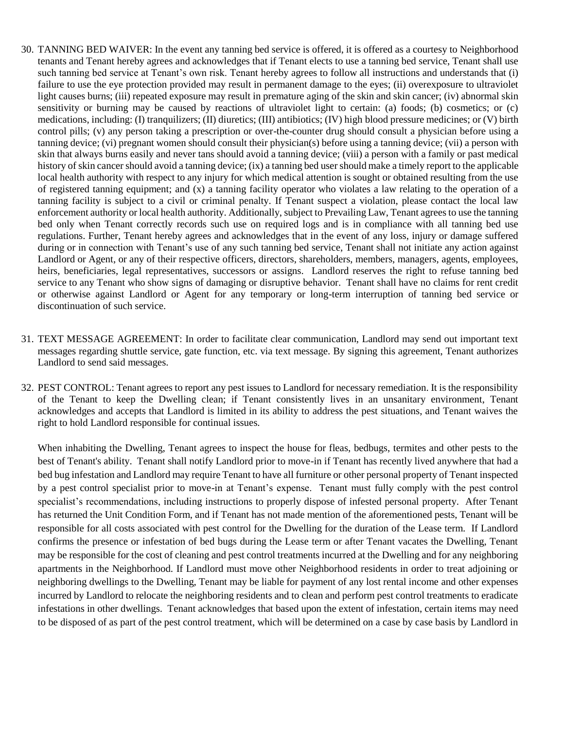30. TANNING BED WAIVER: In the event any tanning bed service is offered, it is offered as a courtesy to Neighborhood tenants and Tenant hereby agrees and acknowledges that if Tenant elects to use a tanning bed service, Tenant shall use such tanning bed service at Tenant's own risk. Tenant hereby agrees to follow all instructions and understands that (i) failure to use the eye protection provided may result in permanent damage to the eyes; (ii) overexposure to ultraviolet light causes burns; (iii) repeated exposure may result in premature aging of the skin and skin cancer; (iv) abnormal skin sensitivity or burning may be caused by reactions of ultraviolet light to certain: (a) foods; (b) cosmetics; or (c) medications, including: (I) tranquilizers; (II) diuretics; (III) antibiotics; (IV) high blood pressure medicines; or (V) birth control pills; (v) any person taking a prescription or over-the-counter drug should consult a physician before using a tanning device; (vi) pregnant women should consult their physician(s) before using a tanning device; (vii) a person with skin that always burns easily and never tans should avoid a tanning device; (viii) a person with a family or past medical history of skin cancer should avoid a tanning device; (ix) a tanning bed user should make a timely report to the applicable local health authority with respect to any injury for which medical attention is sought or obtained resulting from the use of registered tanning equipment; and (x) a tanning facility operator who violates a law relating to the operation of a tanning facility is subject to a civil or criminal penalty. If Tenant suspect a violation, please contact the local law enforcement authority or local health authority. Additionally, subject to Prevailing Law, Tenant agrees to use the tanning bed only when Tenant correctly records such use on required logs and is in compliance with all tanning bed use regulations. Further, Tenant hereby agrees and acknowledges that in the event of any loss, injury or damage suffered during or in connection with Tenant's use of any such tanning bed service, Tenant shall not initiate any action against Landlord or Agent, or any of their respective officers, directors, shareholders, members, managers, agents, employees, heirs, beneficiaries, legal representatives, successors or assigns. Landlord reserves the right to refuse tanning bed service to any Tenant who show signs of damaging or disruptive behavior. Tenant shall have no claims for rent credit or otherwise against Landlord or Agent for any temporary or long-term interruption of tanning bed service or discontinuation of such service.

31. TEXT MESSAGE AGREEMENT: In order to facilitate clear communication, Landlord may send out important text messages regarding shuttle service, gate function, etc. via text message. By signing this agreement, Tenant authorizes Landlord to send said messages.

32. PEST CONTROL: Tenant agrees to report any pest issues to Landlord for necessary remediation. It is the responsibility of the Tenant to keep the Dwelling clean; if Tenant consistently lives in an unsanitary environment, Tenant acknowledges and accepts that Landlord is limited in its ability to address the pest situations, and Tenant waives the right to hold Landlord responsible for continual issues.

    When inhabiting the Dwelling, Tenant agrees to inspect the house for fleas, bedbugs, termites and other pests to the best of Tenant's ability. Tenant shall notify Landlord prior to move-in if Tenant has recently lived anywhere that had a bed bug infestation and Landlord may require Tenant to have all furniture or other personal property of Tenant inspected by a pest control specialist prior to move-in at Tenant's expense. Tenant must fully comply with the pest control specialist's recommendations, including instructions to properly dispose of infested personal property. After Tenant has returned the Unit Condition Form, and if Tenant has not made mention of the aforementioned pests, Tenant will be responsible for all costs associated with pest control for the Dwelling for the duration of the Lease term. If Landlord confirms the presence or infestation of bed bugs during the Lease term or after Tenant vacates the Dwelling, Tenant may be responsible for the cost of cleaning and pest control treatments incurred at the Dwelling and for any neighboring apartments in the Neighborhood. If Landlord must move other Neighborhood residents in order to treat adjoining or neighboring dwellings to the Dwelling, Tenant may be liable for payment of any lost rental income and other expenses incurred by Landlord to relocate the neighboring residents and to clean and perform pest control treatments to eradicate infestations in other dwellings. Tenant acknowledges that based upon the extent of infestation, certain items may need to be disposed of as part of the pest control treatment, which will be determined on a case by case basis by Landlord in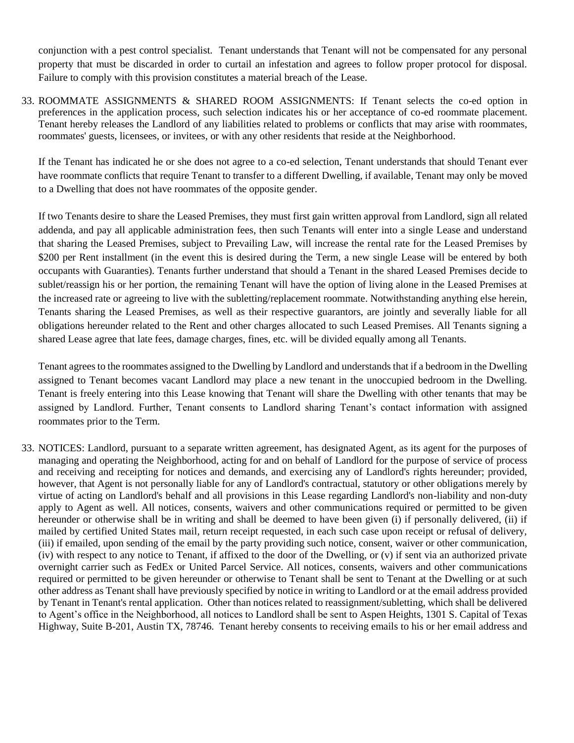conjunction with a pest control specialist. Tenant understands that Tenant will not be compensated for any personal property that must be discarded in order to curtail an infestation and agrees to follow proper protocol for disposal. Failure to comply with this provision constitutes a material breach of the Lease.

33. ROOMMATE ASSIGNMENTS & SHARED ROOM ASSIGNMENTS: If Tenant selects the co-ed option in preferences in the application process, such selection indicates his or her acceptance of co-ed roommate placement. Tenant hereby releases the Landlord of any liabilities related to problems or conflicts that may arise with roommates, roommates' guests, licensees, or invitees, or with any other residents that reside at the Neighborhood.

   If the Tenant has indicated he or she does not agree to a co-ed selection, Tenant understands that should Tenant ever have roommate conflicts that require Tenant to transfer to a different Dwelling, if available, Tenant may only be moved to a Dwelling that does not have roommates of the opposite gender.

   If two Tenants desire to share the Leased Premises, they must first gain written approval from Landlord, sign all related addenda, and pay all applicable administration fees, then such Tenants will enter into a single Lease and understand that sharing the Leased Premises, subject to Prevailing Law, will increase the rental rate for the Leased Premises by $200 per Rent installment (in the event this is desired during the Term, a new single Lease will be entered by both occupants with Guaranties). Tenants further understand that should a Tenant in the shared Leased Premises decide to sublet/reassign his or her portion, the remaining Tenant will have the option of living alone in the Leased Premises at the increased rate or agreeing to live with the subletting/replacement roommate. Notwithstanding anything else herein, Tenants sharing the Leased Premises, as well as their respective guarantors, are jointly and severally liable for all obligations hereunder related to the Rent and other charges allocated to such Leased Premises. All Tenants signing a shared Lease agree that late fees, damage charges, fines, etc. will be divided equally among all Tenants.

   Tenant agrees to the roommates assigned to the Dwelling by Landlord and understands that if a bedroom in the Dwelling assigned to Tenant becomes vacant Landlord may place a new tenant in the unoccupied bedroom in the Dwelling. Tenant is freely entering into this Lease knowing that Tenant will share the Dwelling with other tenants that may be assigned by Landlord. Further, Tenant consents to Landlord sharing Tenant's contact information with assigned roommates prior to the Term.

33. NOTICES: Landlord, pursuant to a separate written agreement, has designated Agent, as its agent for the purposes of managing and operating the Neighborhood, acting for and on behalf of Landlord for the purpose of service of process and receiving and receipting for notices and demands, and exercising any of Landlord's rights hereunder; provided, however, that Agent is not personally liable for any of Landlord's contractual, statutory or other obligations merely by virtue of acting on Landlord's behalf and all provisions in this Lease regarding Landlord's non-liability and non-duty apply to Agent as well. All notices, consents, waivers and other communications required or permitted to be given hereunder or otherwise shall be in writing and shall be deemed to have been given (i) if personally delivered, (ii) if mailed by certified United States mail, return receipt requested, in each such case upon receipt or refusal of delivery, (iii) if emailed, upon sending of the email by the party providing such notice, consent, waiver or other communication, (iv) with respect to any notice to Tenant, if affixed to the door of the Dwelling, or (v) if sent via an authorized private overnight carrier such as FedEx or United Parcel Service. All notices, consents, waivers and other communications required or permitted to be given hereunder or otherwise to Tenant shall be sent to Tenant at the Dwelling or at such other address as Tenant shall have previously specified by notice in writing to Landlord or at the email address provided by Tenant in Tenant's rental application. Other than notices related to reassignment/subletting, which shall be delivered to Agent's office in the Neighborhood, all notices to Landlord shall be sent to Aspen Heights, 1301 S. Capital of Texas Highway, Suite B-201, Austin TX, 78746. Tenant hereby consents to receiving emails to his or her email address and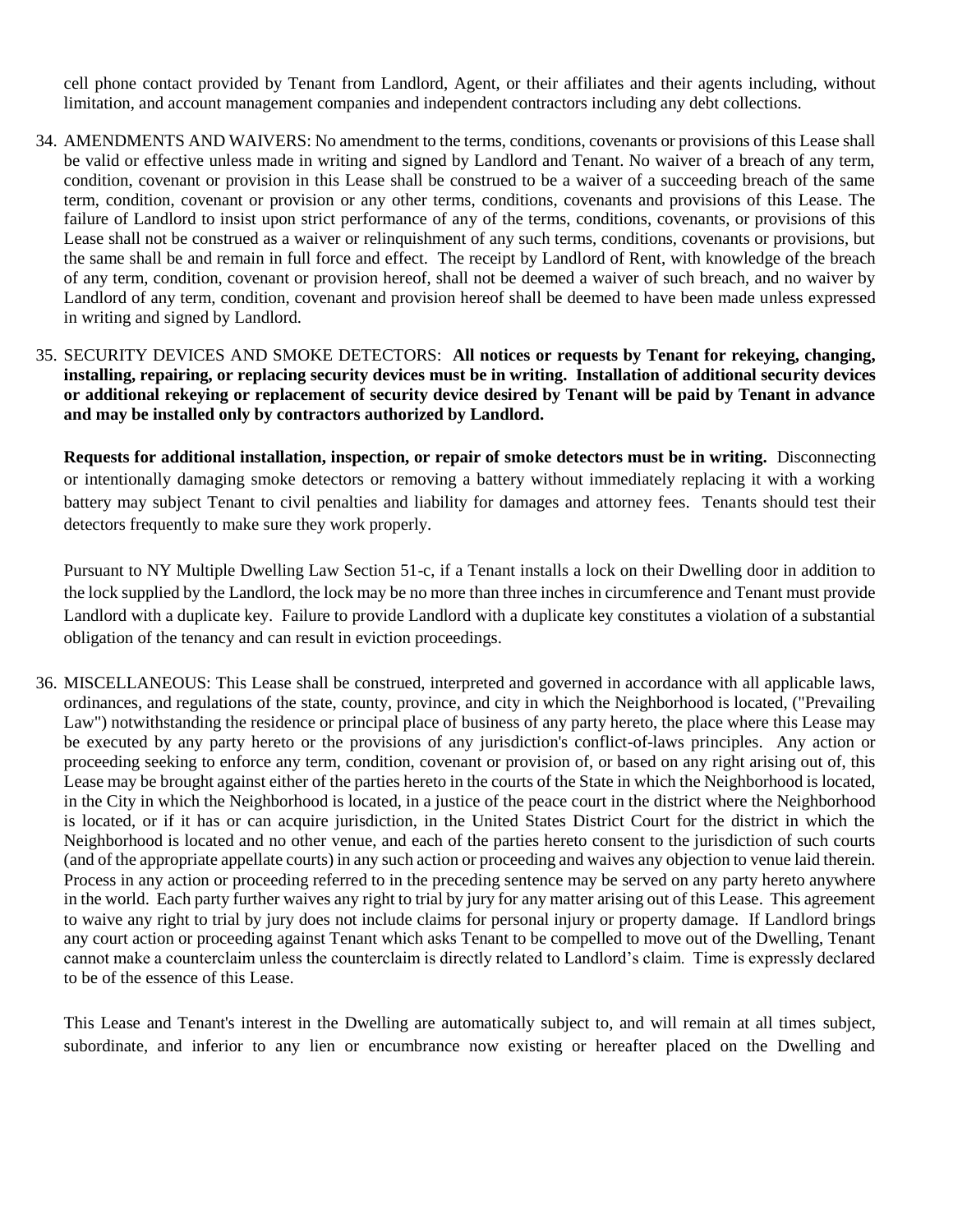cell phone contact provided by Tenant from Landlord, Agent, or their affiliates and their agents including, without limitation, and account management companies and independent contractors including any debt collections.

34. AMENDMENTS AND WAIVERS: No amendment to the terms, conditions, covenants or provisions of this Lease shall be valid or effective unless made in writing and signed by Landlord and Tenant. No waiver of a breach of any term, condition, covenant or provision in this Lease shall be construed to be a waiver of a succeeding breach of the same term, condition, covenant or provision or any other terms, conditions, covenants and provisions of this Lease. The failure of Landlord to insist upon strict performance of any of the terms, conditions, covenants, or provisions of this Lease shall not be construed as a waiver or relinquishment of any such terms, conditions, covenants or provisions, but the same shall be and remain in full force and effect. The receipt by Landlord of Rent, with knowledge of the breach of any term, condition, covenant or provision hereof, shall not be deemed a waiver of such breach, and no waiver by Landlord of any term, condition, covenant and provision hereof shall be deemed to have been made unless expressed in writing and signed by Landlord.

35. SECURITY DEVICES AND SMOKE DETECTORS: **All notices or requests by Tenant for rekeying, changing, installing, repairing, or replacing security devices must be in writing. Installation of additional security devices or additional rekeying or replacement of security device desired by Tenant will be paid by Tenant in advance and may be installed only by contractors authorized by Landlord.**

    **Requests for additional installation, inspection, or repair of smoke detectors must be in writing.** Disconnecting or intentionally damaging smoke detectors or removing a battery without immediately replacing it with a working battery may subject Tenant to civil penalties and liability for damages and attorney fees. Tenants should test their detectors frequently to make sure they work properly.

    Pursuant to NY Multiple Dwelling Law Section 51-c, if a Tenant installs a lock on their Dwelling door in addition to the lock supplied by the Landlord, the lock may be no more than three inches in circumference and Tenant must provide Landlord with a duplicate key. Failure to provide Landlord with a duplicate key constitutes a violation of a substantial obligation of the tenancy and can result in eviction proceedings.

36. MISCELLANEOUS: This Lease shall be construed, interpreted and governed in accordance with all applicable laws, ordinances, and regulations of the state, county, province, and city in which the Neighborhood is located, ("Prevailing Law") notwithstanding the residence or principal place of business of any party hereto, the place where this Lease may be executed by any party hereto or the provisions of any jurisdiction's conflict-of-laws principles. Any action or proceeding seeking to enforce any term, condition, covenant or provision of, or based on any right arising out of, this Lease may be brought against either of the parties hereto in the courts of the State in which the Neighborhood is located, in the City in which the Neighborhood is located, in a justice of the peace court in the district where the Neighborhood is located, or if it has or can acquire jurisdiction, in the United States District Court for the district in which the Neighborhood is located and no other venue, and each of the parties hereto consent to the jurisdiction of such courts (and of the appropriate appellate courts) in any such action or proceeding and waives any objection to venue laid therein. Process in any action or proceeding referred to in the preceding sentence may be served on any party hereto anywhere in the world. Each party further waives any right to trial by jury for any matter arising out of this Lease. This agreement to waive any right to trial by jury does not include claims for personal injury or property damage. If Landlord brings any court action or proceeding against Tenant which asks Tenant to be compelled to move out of the Dwelling, Tenant cannot make a counterclaim unless the counterclaim is directly related to Landlord's claim. Time is expressly declared to be of the essence of this Lease.

    This Lease and Tenant's interest in the Dwelling are automatically subject to, and will remain at all times subject, subordinate, and inferior to any lien or encumbrance now existing or hereafter placed on the Dwelling and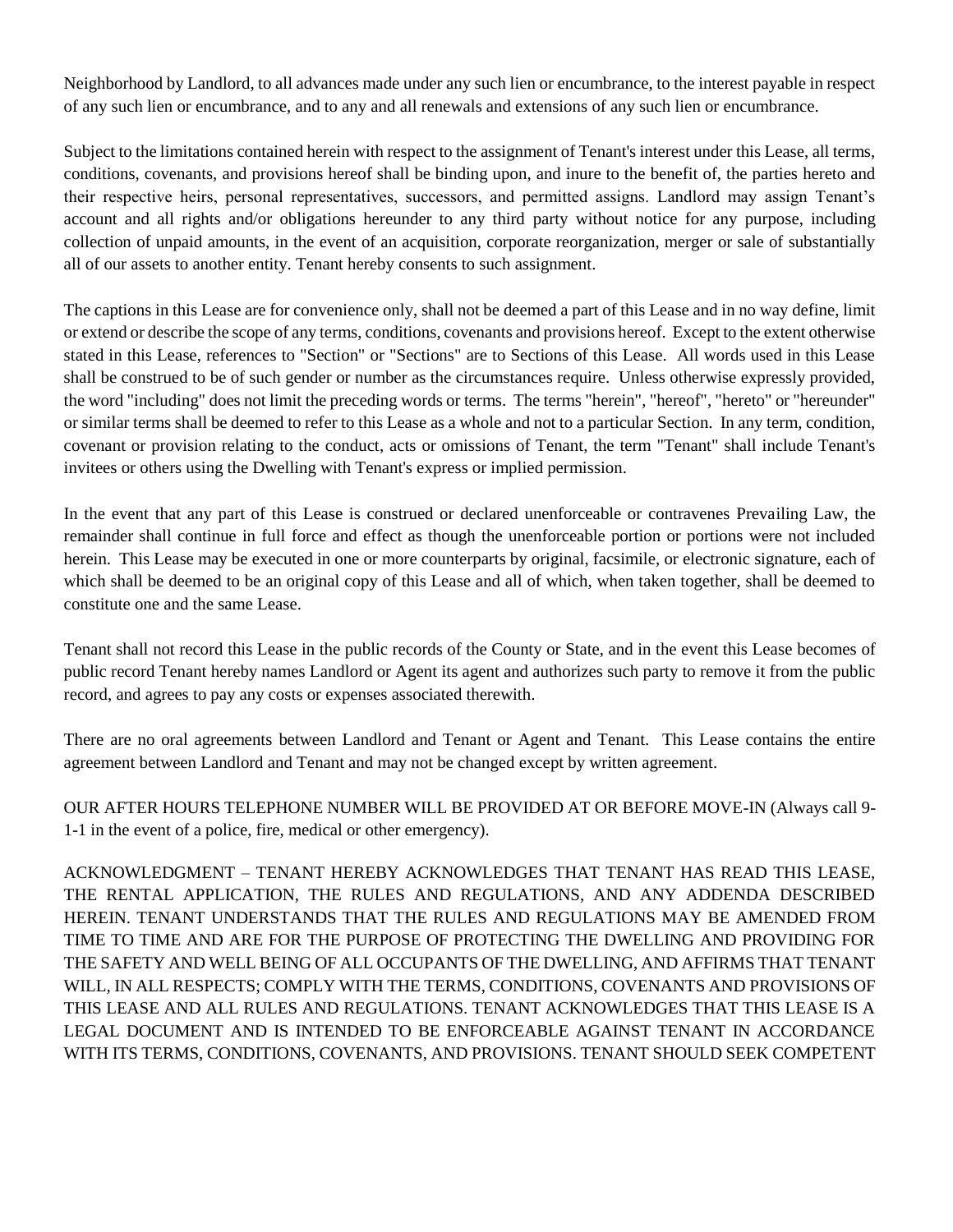Neighborhood by Landlord, to all advances made under any such lien or encumbrance, to the interest payable in respect of any such lien or encumbrance, and to any and all renewals and extensions of any such lien or encumbrance.

Subject to the limitations contained herein with respect to the assignment of Tenant's interest under this Lease, all terms, conditions, covenants, and provisions hereof shall be binding upon, and inure to the benefit of, the parties hereto and their respective heirs, personal representatives, successors, and permitted assigns. Landlord may assign Tenant's account and all rights and/or obligations hereunder to any third party without notice for any purpose, including collection of unpaid amounts, in the event of an acquisition, corporate reorganization, merger or sale of substantially all of our assets to another entity. Tenant hereby consents to such assignment.

The captions in this Lease are for convenience only, shall not be deemed a part of this Lease and in no way define, limit or extend or describe the scope of any terms, conditions, covenants and provisions hereof. Except to the extent otherwise stated in this Lease, references to "Section" or "Sections" are to Sections of this Lease. All words used in this Lease shall be construed to be of such gender or number as the circumstances require. Unless otherwise expressly provided, the word "including" does not limit the preceding words or terms. The terms "herein", "hereof", "hereto" or "hereunder" or similar terms shall be deemed to refer to this Lease as a whole and not to a particular Section. In any term, condition, covenant or provision relating to the conduct, acts or omissions of Tenant, the term "Tenant" shall include Tenant's invitees or others using the Dwelling with Tenant's express or implied permission.

In the event that any part of this Lease is construed or declared unenforceable or contravenes Prevailing Law, the remainder shall continue in full force and effect as though the unenforceable portion or portions were not included herein. This Lease may be executed in one or more counterparts by original, facsimile, or electronic signature, each of which shall be deemed to be an original copy of this Lease and all of which, when taken together, shall be deemed to constitute one and the same Lease.

Tenant shall not record this Lease in the public records of the County or State, and in the event this Lease becomes of public record Tenant hereby names Landlord or Agent its agent and authorizes such party to remove it from the public record, and agrees to pay any costs or expenses associated therewith.

There are no oral agreements between Landlord and Tenant or Agent and Tenant. This Lease contains the entire agreement between Landlord and Tenant and may not be changed except by written agreement.

OUR AFTER HOURS TELEPHONE NUMBER WILL BE PROVIDED AT OR BEFORE MOVE-IN (Always call 9-1-1 in the event of a police, fire, medical or other emergency).

ACKNOWLEDGMENT – TENANT HEREBY ACKNOWLEDGES THAT TENANT HAS READ THIS LEASE, THE RENTAL APPLICATION, THE RULES AND REGULATIONS, AND ANY ADDENDA DESCRIBED HEREIN. TENANT UNDERSTANDS THAT THE RULES AND REGULATIONS MAY BE AMENDED FROM TIME TO TIME AND ARE FOR THE PURPOSE OF PROTECTING THE DWELLING AND PROVIDING FOR THE SAFETY AND WELL BEING OF ALL OCCUPANTS OF THE DWELLING, AND AFFIRMS THAT TENANT WILL, IN ALL RESPECTS; COMPLY WITH THE TERMS, CONDITIONS, COVENANTS AND PROVISIONS OF THIS LEASE AND ALL RULES AND REGULATIONS. TENANT ACKNOWLEDGES THAT THIS LEASE IS A LEGAL DOCUMENT AND IS INTENDED TO BE ENFORCEABLE AGAINST TENANT IN ACCORDANCE WITH ITS TERMS, CONDITIONS, COVENANTS, AND PROVISIONS. TENANT SHOULD SEEK COMPETENT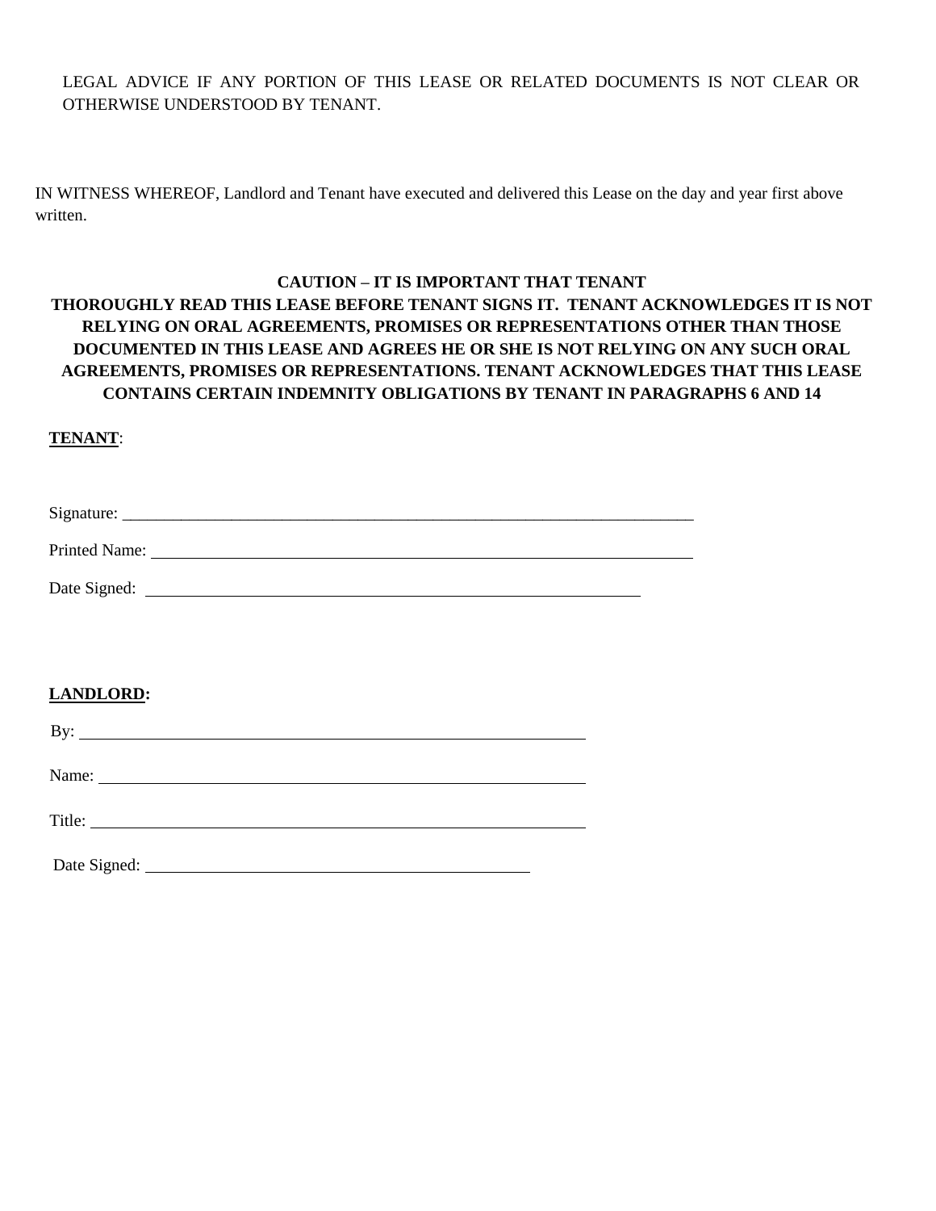LEGAL ADVICE IF ANY PORTION OF THIS LEASE OR RELATED DOCUMENTS IS NOT CLEAR OR OTHERWISE UNDERSTOOD BY TENANT.

IN WITNESS WHEREOF, Landlord and Tenant have executed and delivered this Lease on the day and year first above written.

**CAUTION – IT IS IMPORTANT THAT TENANT THOROUGHLY READ THIS LEASE BEFORE TENANT SIGNS IT. TENANT ACKNOWLEDGES IT IS NOT RELYING ON ORAL AGREEMENTS, PROMISES OR REPRESENTATIONS OTHER THAN THOSE DOCUMENTED IN THIS LEASE AND AGREES HE OR SHE IS NOT RELYING ON ANY SUCH ORAL AGREEMENTS, PROMISES OR REPRESENTATIONS. TENANT ACKNOWLEDGES THAT THIS LEASE CONTAINS CERTAIN INDEMNITY OBLIGATIONS BY TENANT IN PARAGRAPHS 6 AND 14**

**TENANT**:

Signature: ___________________________________________________________________

Printed Name: ________________________________________________________________

Date Signed: _________________________________________________________

**LANDLORD:**

By: _______________________________________________________

Name: _____________________________________________________

Title: ______________________________________________________

Date Signed: ______________________________________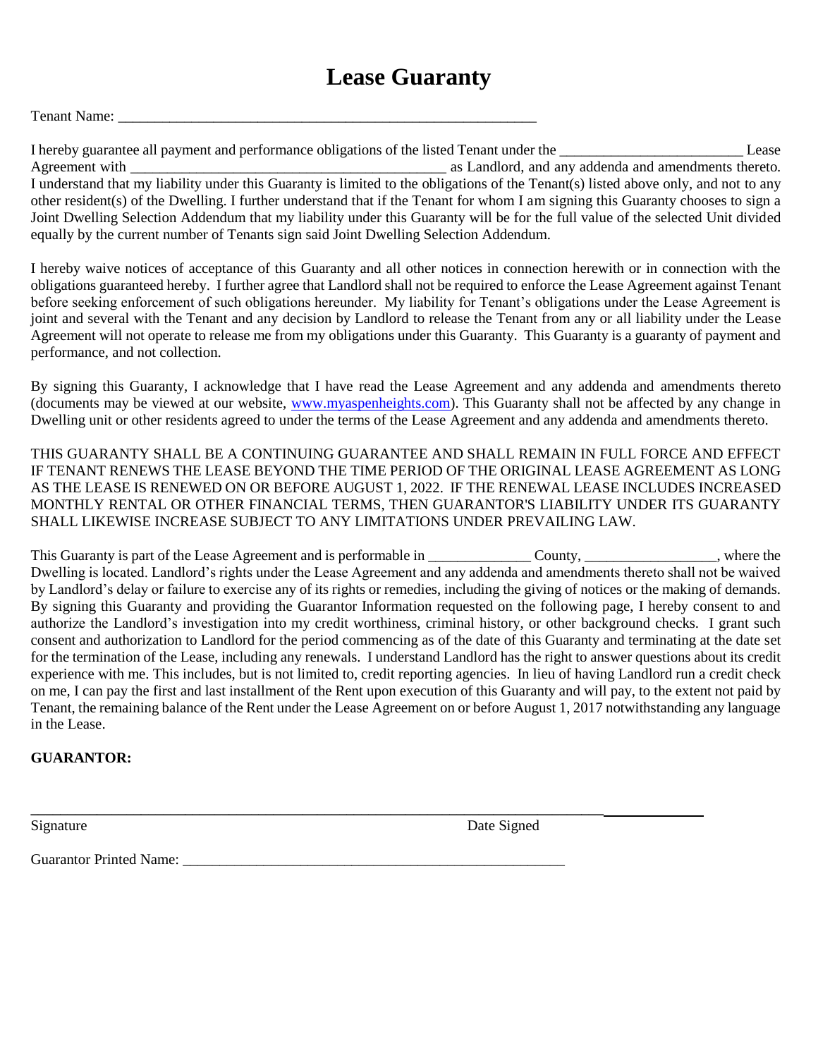# Lease Guaranty

Tenant Name: ___________________________________________________________

I hereby guarantee all payment and performance obligations of the listed Tenant under the _________________________ Lease Agreement with ____________________________________________ as Landlord, and any addenda and amendments thereto. I understand that my liability under this Guaranty is limited to the obligations of the Tenant(s) listed above only, and not to any other resident(s) of the Dwelling. I further understand that if the Tenant for whom I am signing this Guaranty chooses to sign a Joint Dwelling Selection Addendum that my liability under this Guaranty will be for the full value of the selected Unit divided equally by the current number of Tenants sign said Joint Dwelling Selection Addendum.

I hereby waive notices of acceptance of this Guaranty and all other notices in connection herewith or in connection with the obligations guaranteed hereby. I further agree that Landlord shall not be required to enforce the Lease Agreement against Tenant before seeking enforcement of such obligations hereunder. My liability for Tenant's obligations under the Lease Agreement is joint and several with the Tenant and any decision by Landlord to release the Tenant from any or all liability under the Lease Agreement will not operate to release me from my obligations under this Guaranty. This Guaranty is a guaranty of payment and performance, and not collection.

By signing this Guaranty, I acknowledge that I have read the Lease Agreement and any addenda and amendments thereto (documents may be viewed at our website, www.myaspenheights.com). This Guaranty shall not be affected by any change in Dwelling unit or other residents agreed to under the terms of the Lease Agreement and any addenda and amendments thereto.

THIS GUARANTY SHALL BE A CONTINUING GUARANTEE AND SHALL REMAIN IN FULL FORCE AND EFFECT IF TENANT RENEWS THE LEASE BEYOND THE TIME PERIOD OF THE ORIGINAL LEASE AGREEMENT AS LONG AS THE LEASE IS RENEWED ON OR BEFORE AUGUST 1, 2022. IF THE RENEWAL LEASE INCLUDES INCREASED MONTHLY RENTAL OR OTHER FINANCIAL TERMS, THEN GUARANTOR'S LIABILITY UNDER ITS GUARANTY SHALL LIKEWISE INCREASE SUBJECT TO ANY LIMITATIONS UNDER PREVAILING LAW.

This Guaranty is part of the Lease Agreement and is performable in ______________ County, __________________, where the Dwelling is located. Landlord's rights under the Lease Agreement and any addenda and amendments thereto shall not be waived by Landlord's delay or failure to exercise any of its rights or remedies, including the giving of notices or the making of demands. By signing this Guaranty and providing the Guarantor Information requested on the following page, I hereby consent to and authorize the Landlord's investigation into my credit worthiness, criminal history, or other background checks. I grant such consent and authorization to Landlord for the period commencing as of the date of this Guaranty and terminating at the date set for the termination of the Lease, including any renewals. I understand Landlord has the right to answer questions about its credit experience with me. This includes, but is not limited to, credit reporting agencies. In lieu of having Landlord run a credit check on me, I can pay the first and last installment of the Rent upon execution of this Guaranty and will pay, to the extent not paid by Tenant, the remaining balance of the Rent under the Lease Agreement on or before August 1, 2017 notwithstanding any language in the Lease.

**GUARANTOR:**

_______________________________________________________________________________

Signature                                                                                                   Date Signed

Guarantor Printed Name: ______________________________________________________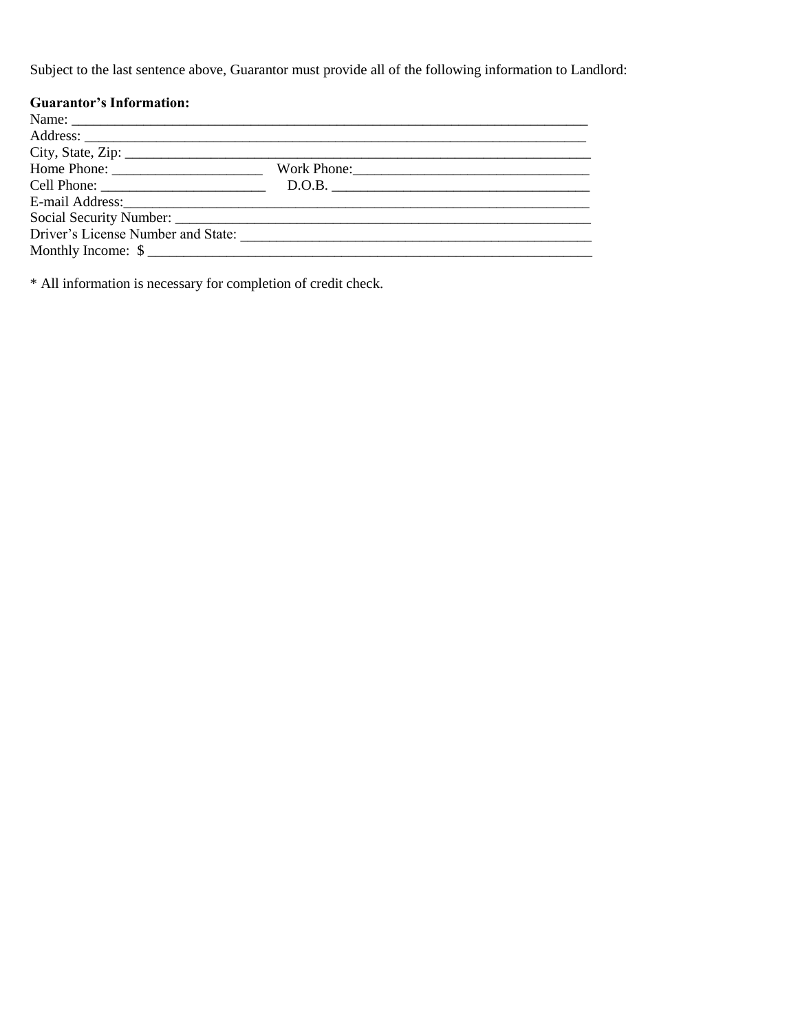Subject to the last sentence above, Guarantor must provide all of the following information to Landlord:

**Guarantor's Information:**

Name: ___________________________________________________________________________

Address: _________________________________________________________________________

City, State, Zip: ____________________________________________________________________

Home Phone: _____________________ Work Phone:_________________________________

Cell Phone: _______________________ D.O.B. ___________________________________

E-mail Address:______________________________________________________________________

Social Security Number: ______________________________________________________________

Driver's License Number and State: _____________________________________________________

Monthly Income: $ ______________________________________________________________

* All information is necessary for completion of credit check.